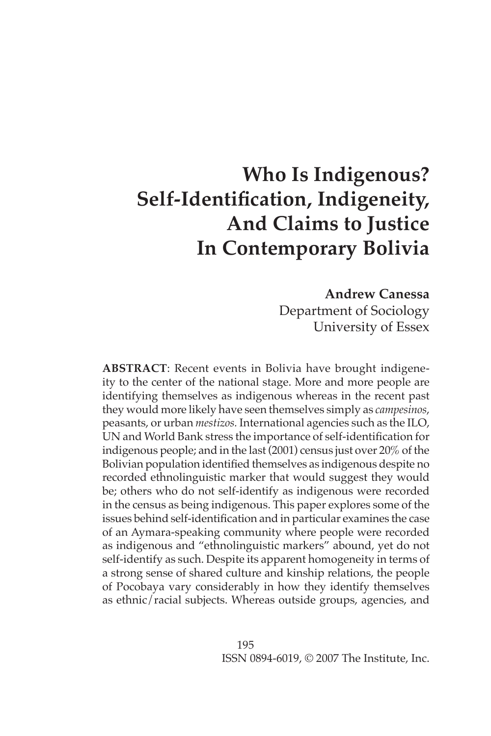# Who Is Indigenous? Self-Identification, Indigeneity, And Claims to Justice In Contemporary Bolivia

**Andrew Canessa**
Department of Sociology
University of Essex

**ABSTRACT**: Recent events in Bolivia have brought indigeneity to the center of the national stage. More and more people are identifying themselves as indigenous whereas in the recent past they would more likely have seen themselves simply as *campesinos*, peasants, or urban *mestizos*. International agencies such as the ILO, UN and World Bank stress the importance of self-identification for indigenous people; and in the last (2001) census just over 20% of the Bolivian population identified themselves as indigenous despite no recorded ethnolinguistic marker that would suggest they would be; others who do not self-identify as indigenous were recorded in the census as being indigenous. This paper explores some of the issues behind self-identification and in particular examines the case of an Aymara-speaking community where people were recorded as indigenous and "ethnolinguistic markers" abound, yet do not self-identify as such. Despite its apparent homogeneity in terms of a strong sense of shared culture and kinship relations, the people of Pocobaya vary considerably in how they identify themselves as ethnic/racial subjects. Whereas outside groups, agencies, and

ISSN 0894-6019, © 2007 The Institute, Inc.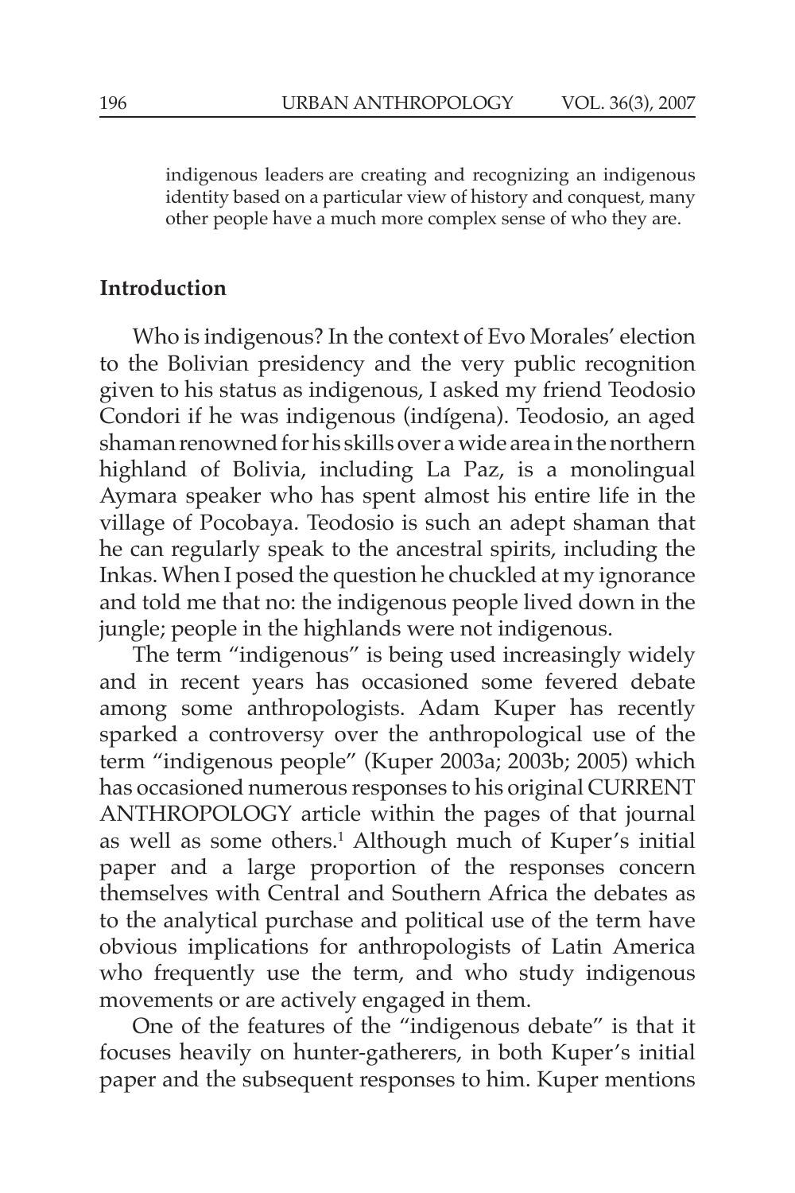indigenous leaders are creating and recognizing an indigenous identity based on a particular view of history and conquest, many other people have a much more complex sense of who they are.

## Introduction

Who is indigenous? In the context of Evo Morales' election to the Bolivian presidency and the very public recognition given to his status as indigenous, I asked my friend Teodosio Condori if he was indigenous (*indígena*). Teodosio, an aged shaman renowned for his skills over a wide area in the northern highland of Bolivia, including La Paz, is a monolingual Aymara speaker who has spent almost his entire life in the village of Pocobaya. Teodosio is such an adept shaman that he can regularly speak to the ancestral spirits, including the Inkas. When I posed the question he chuckled at my ignorance and told me that no: the indigenous people lived down in the jungle; people in the highlands were not indigenous.

The term "indigenous" is being used increasingly widely and in recent years has occasioned some fevered debate among some anthropologists. Adam Kuper has recently sparked a controversy over the anthropological use of the term "indigenous people" (Kuper 2003a; 2003b; 2005) which has occasioned numerous responses to his original CURRENT ANTHROPOLOGY article within the pages of that journal as well as some others.[1] Although much of Kuper's initial paper and a large proportion of the responses concern themselves with Central and Southern Africa the debates as to the analytical purchase and political use of the term have obvious implications for anthropologists of Latin America who frequently use the term, and who study indigenous movements or are actively engaged in them.

One of the features of the "indigenous debate" is that it focuses heavily on hunter-gatherers, in both Kuper's initial paper and the subsequent responses to him. Kuper mentions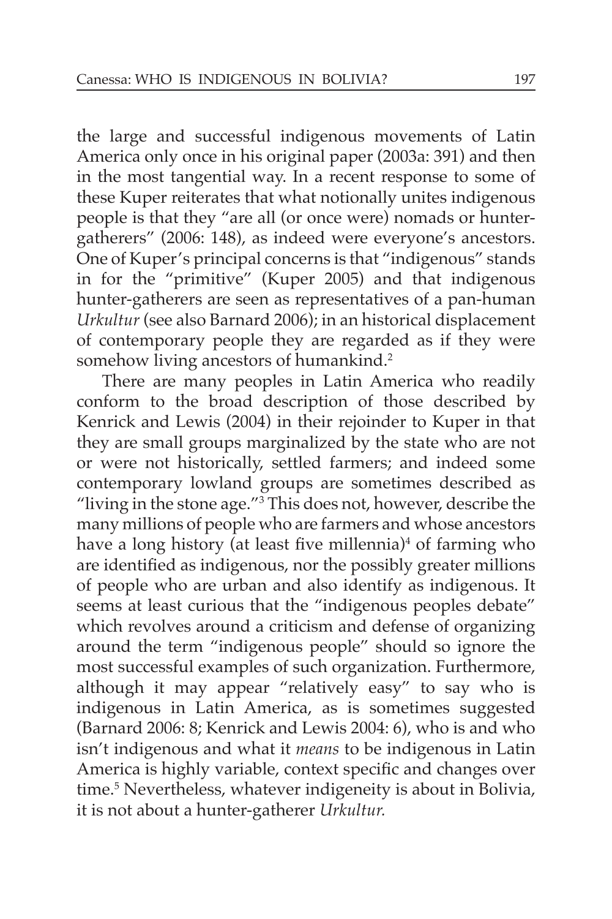the large and successful indigenous movements of Latin America only once in his original paper (2003a: 391) and then in the most tangential way. In a recent response to some of these Kuper reiterates that what notionally unites indigenous people is that they "are all (or once were) nomads or hunter-gatherers" (2006: 148), as indeed were everyone's ancestors. One of Kuper's principal concerns is that "indigenous" stands in for the "primitive" (Kuper 2005) and that indigenous hunter-gatherers are seen as representatives of a pan-human *Urkultur* (see also Barnard 2006); in an historical displacement of contemporary people they are regarded as if they were somehow living ancestors of humankind.[2]

There are many peoples in Latin America who readily conform to the broad description of those described by Kenrick and Lewis (2004) in their rejoinder to Kuper in that they are small groups marginalized by the state who are not or were not historically, settled farmers; and indeed some contemporary lowland groups are sometimes described as "living in the stone age."[3] This does not, however, describe the many millions of people who are farmers and whose ancestors have a long history (at least five millennia)[4] of farming who are identified as indigenous, nor the possibly greater millions of people who are urban and also identify as indigenous. It seems at least curious that the "indigenous peoples debate" which revolves around a criticism and defense of organizing around the term "indigenous people" should so ignore the most successful examples of such organization. Furthermore, although it may appear "relatively easy" to say who is indigenous in Latin America, as is sometimes suggested (Barnard 2006: 8; Kenrick and Lewis 2004: 6), who is and who isn't indigenous and what it *means* to be indigenous in Latin America is highly variable, context specific and changes over time.[5] Nevertheless, whatever indigeneity is about in Bolivia, it is not about a hunter-gatherer *Urkultur.*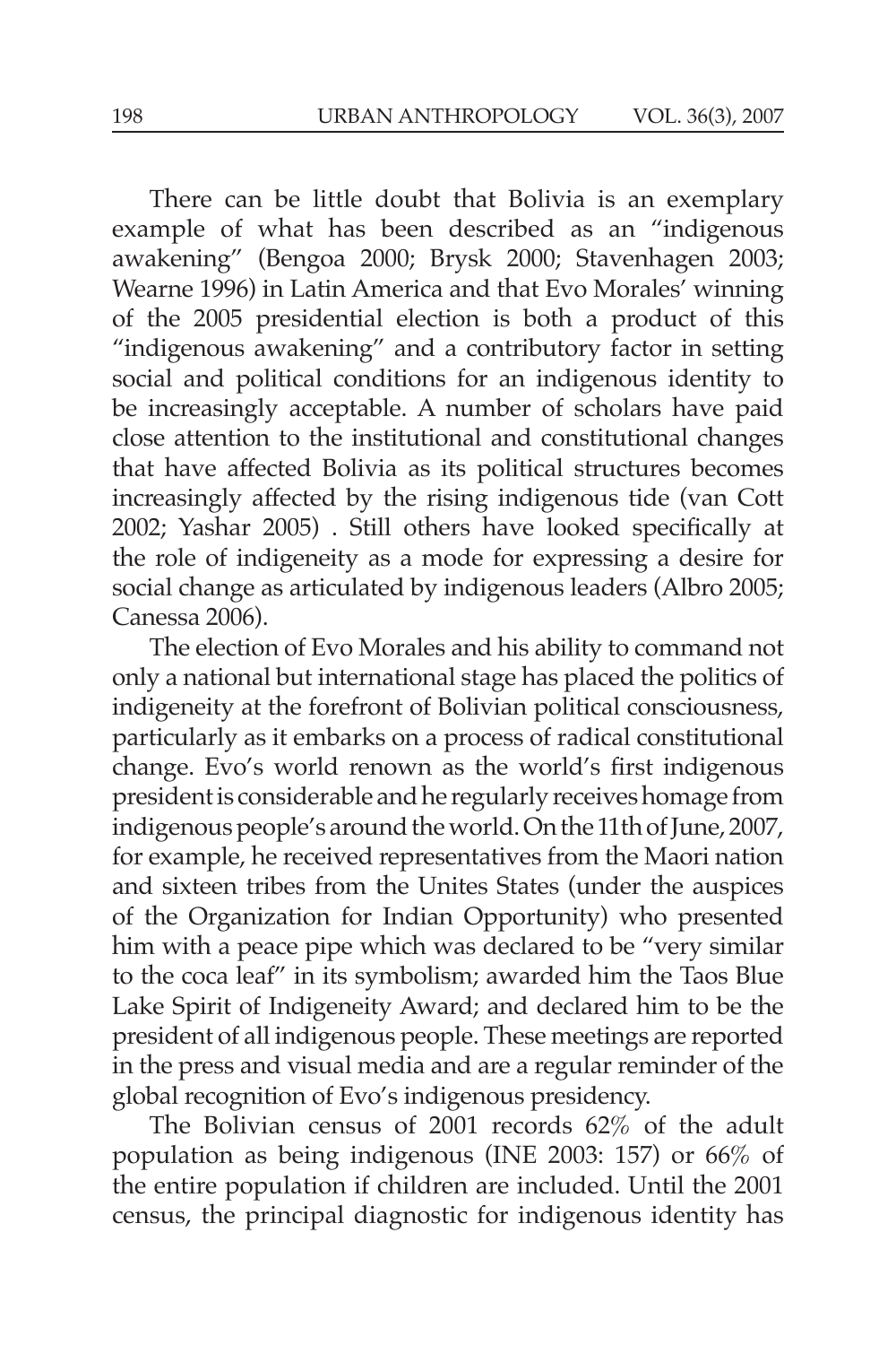There can be little doubt that Bolivia is an exemplary example of what has been described as an "indigenous awakening" (Bengoa 2000; Brysk 2000; Stavenhagen 2003; Wearne 1996) in Latin America and that Evo Morales' winning of the 2005 presidential election is both a product of this "indigenous awakening" and a contributory factor in setting social and political conditions for an indigenous identity to be increasingly acceptable. A number of scholars have paid close attention to the institutional and constitutional changes that have affected Bolivia as its political structures becomes increasingly affected by the rising indigenous tide (van Cott 2002; Yashar 2005) . Still others have looked specifically at the role of indigeneity as a mode for expressing a desire for social change as articulated by indigenous leaders (Albro 2005; Canessa 2006).

The election of Evo Morales and his ability to command not only a national but international stage has placed the politics of indigeneity at the forefront of Bolivian political consciousness, particularly as it embarks on a process of radical constitutional change. Evo's world renown as the world's first indigenous president is considerable and he regularly receives homage from indigenous people's around the world. On the 11th of June, 2007, for example, he received representatives from the Maori nation and sixteen tribes from the Unites States (under the auspices of the Organization for Indian Opportunity) who presented him with a peace pipe which was declared to be "very similar to the coca leaf" in its symbolism; awarded him the Taos Blue Lake Spirit of Indigeneity Award; and declared him to be the president of all indigenous people. These meetings are reported in the press and visual media and are a regular reminder of the global recognition of Evo's indigenous presidency.

The Bolivian census of 2001 records 62% of the adult population as being indigenous (INE 2003: 157) or 66% of the entire population if children are included. Until the 2001 census, the principal diagnostic for indigenous identity has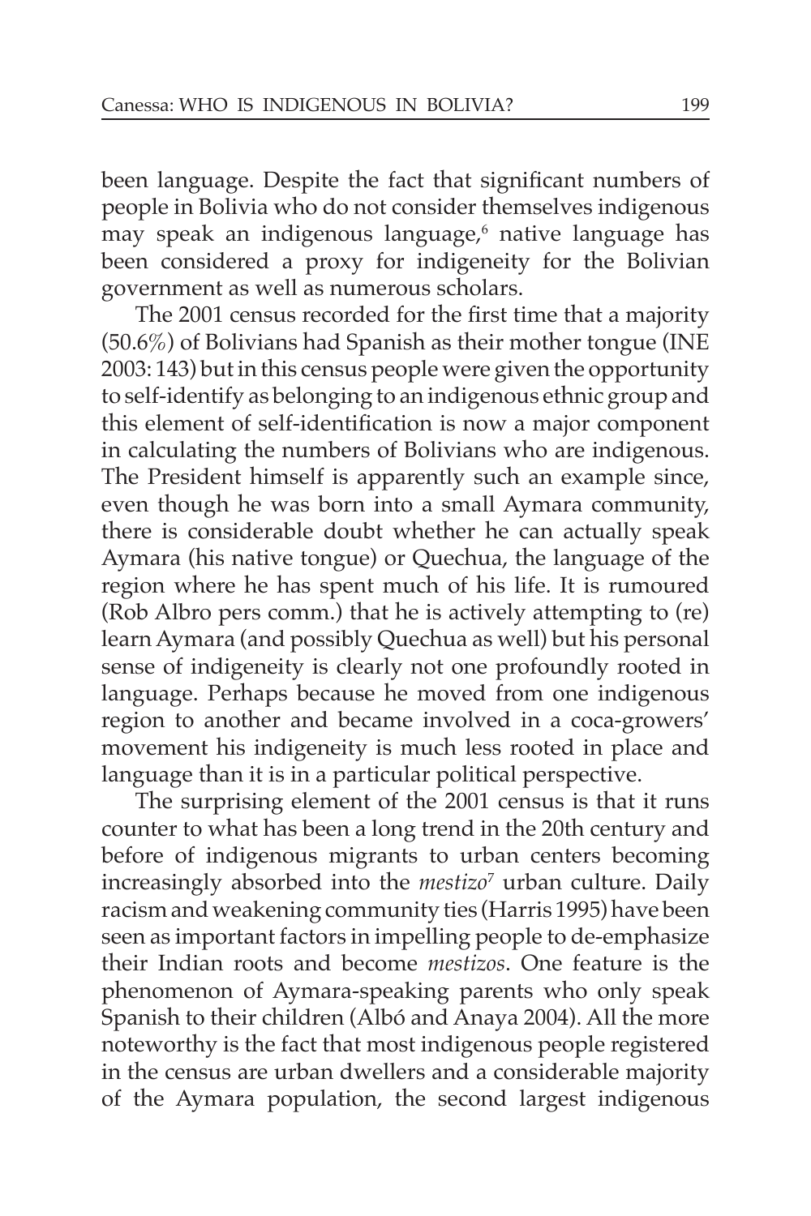been language. Despite the fact that significant numbers of people in Bolivia who do not consider themselves indigenous may speak an indigenous language,[6] native language has been considered a proxy for indigeneity for the Bolivian government as well as numerous scholars.

The 2001 census recorded for the first time that a majority (50.6%) of Bolivians had Spanish as their mother tongue (INE 2003: 143) but in this census people were given the opportunity to self-identify as belonging to an indigenous ethnic group and this element of self-identification is now a major component in calculating the numbers of Bolivians who are indigenous. The President himself is apparently such an example since, even though he was born into a small Aymara community, there is considerable doubt whether he can actually speak Aymara (his native tongue) or Quechua, the language of the region where he has spent much of his life. It is rumoured (Rob Albro pers comm.) that he is actively attempting to (re) learn Aymara (and possibly Quechua as well) but his personal sense of indigeneity is clearly not one profoundly rooted in language. Perhaps because he moved from one indigenous region to another and became involved in a coca-growers' movement his indigeneity is much less rooted in place and language than it is in a particular political perspective.

The surprising element of the 2001 census is that it runs counter to what has been a long trend in the 20th century and before of indigenous migrants to urban centers becoming increasingly absorbed into the *mestizo*[7] urban culture. Daily racism and weakening community ties (Harris 1995) have been seen as important factors in impelling people to de-emphasize their Indian roots and become *mestizos*. One feature is the phenomenon of Aymara-speaking parents who only speak Spanish to their children (Albó and Anaya 2004). All the more noteworthy is the fact that most indigenous people registered in the census are urban dwellers and a considerable majority of the Aymara population, the second largest indigenous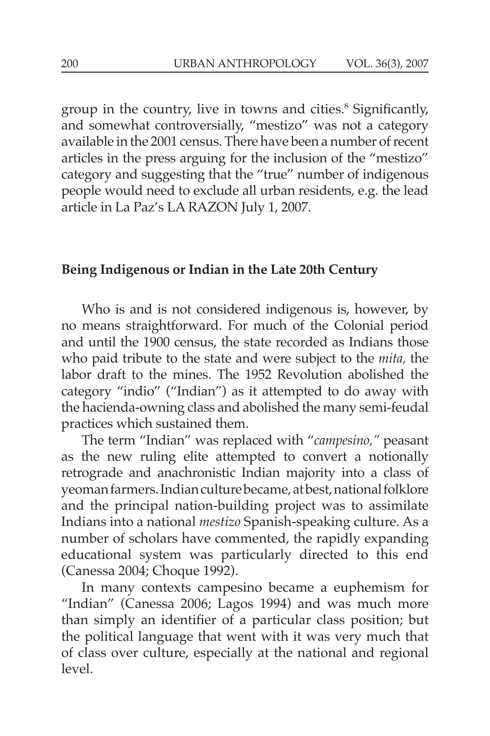group in the country, live in towns and cities.[8] Significantly, and somewhat controversially, "mestizo" was not a category available in the 2001 census. There have been a number of recent articles in the press arguing for the inclusion of the "mestizo" category and suggesting that the "true" number of indigenous people would need to exclude all urban residents, e.g. the lead article in La Paz's LA RAZON July 1, 2007.

## Being Indigenous or Indian in the Late 20th Century

Who is and is not considered indigenous is, however, by no means straightforward. For much of the Colonial period and until the 1900 census, the state recorded as Indians those who paid tribute to the state and were subject to the *mita,* the labor draft to the mines. The 1952 Revolution abolished the category "indio" ("Indian") as it attempted to do away with the hacienda-owning class and abolished the many semi-feudal practices which sustained them.

The term "Indian" was replaced with "*campesino,"* peasant as the new ruling elite attempted to convert a notionally retrograde and anachronistic Indian majority into a class of yeoman farmers. Indian culture became, at best, national folklore and the principal nation-building project was to assimilate Indians into a national *mestizo* Spanish-speaking culture. As a number of scholars have commented, the rapidly expanding educational system was particularly directed to this end (Canessa 2004; Choque 1992).

In many contexts campesino became a euphemism for "Indian" (Canessa 2006; Lagos 1994) and was much more than simply an identifier of a particular class position; but the political language that went with it was very much that of class over culture, especially at the national and regional level.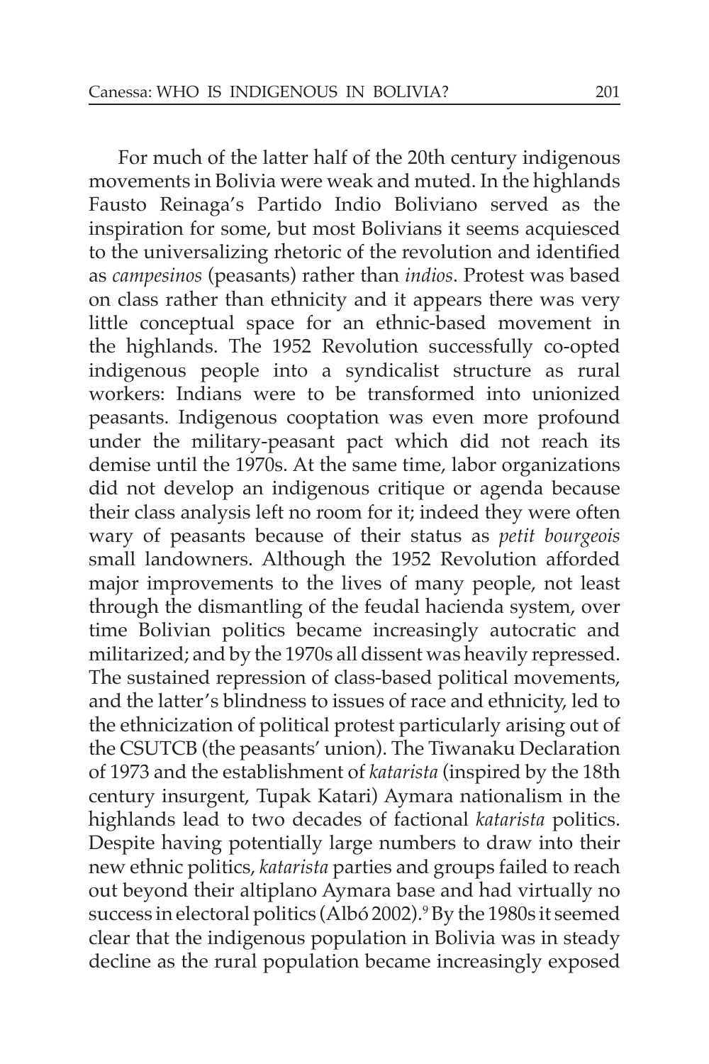For much of the latter half of the 20th century indigenous movements in Bolivia were weak and muted. In the highlands Fausto Reinaga's Partido Indio Boliviano served as the inspiration for some, but most Bolivians it seems acquiesced to the universalizing rhetoric of the revolution and identified as *campesinos* (peasants) rather than *indios*. Protest was based on class rather than ethnicity and it appears there was very little conceptual space for an ethnic-based movement in the highlands. The 1952 Revolution successfully co-opted indigenous people into a syndicalist structure as rural workers: Indians were to be transformed into unionized peasants. Indigenous cooptation was even more profound under the military-peasant pact which did not reach its demise until the 1970s. At the same time, labor organizations did not develop an indigenous critique or agenda because their class analysis left no room for it; indeed they were often wary of peasants because of their status as *petit bourgeois* small landowners. Although the 1952 Revolution afforded major improvements to the lives of many people, not least through the dismantling of the feudal hacienda system, over time Bolivian politics became increasingly autocratic and militarized; and by the 1970s all dissent was heavily repressed. The sustained repression of class-based political movements, and the latter's blindness to issues of race and ethnicity, led to the ethnicization of political protest particularly arising out of the CSUTCB (the peasants' union). The Tiwanaku Declaration of 1973 and the establishment of *katarista* (inspired by the 18th century insurgent, Tupak Katari) Aymara nationalism in the highlands lead to two decades of factional *katarista* politics. Despite having potentially large numbers to draw into their new ethnic politics, *katarista* parties and groups failed to reach out beyond their altiplano Aymara base and had virtually no success in electoral politics (Albó 2002).[9] By the 1980s it seemed clear that the indigenous population in Bolivia was in steady decline as the rural population became increasingly exposed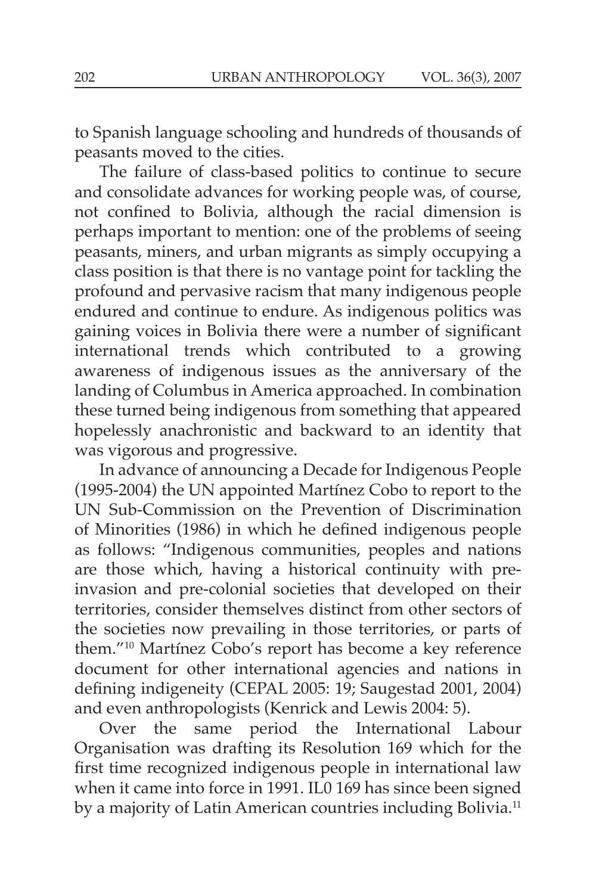to Spanish language schooling and hundreds of thousands of peasants moved to the cities.

The failure of class-based politics to continue to secure and consolidate advances for working people was, of course, not confined to Bolivia, although the racial dimension is perhaps important to mention: one of the problems of seeing peasants, miners, and urban migrants as simply occupying a class position is that there is no vantage point for tackling the profound and pervasive racism that many indigenous people endured and continue to endure. As indigenous politics was gaining voices in Bolivia there were a number of significant international trends which contributed to a growing awareness of indigenous issues as the anniversary of the landing of Columbus in America approached. In combination these turned being indigenous from something that appeared hopelessly anachronistic and backward to an identity that was vigorous and progressive.

In advance of announcing a Decade for Indigenous People (1995-2004) the UN appointed Martínez Cobo to report to the UN Sub-Commission on the Prevention of Discrimination of Minorities (1986) in which he defined indigenous people as follows: "Indigenous communities, peoples and nations are those which, having a historical continuity with pre-invasion and pre-colonial societies that developed on their territories, consider themselves distinct from other sectors of the societies now prevailing in those territories, or parts of them."[10] Martínez Cobo's report has become a key reference document for other international agencies and nations in defining indigeneity (CEPAL 2005: 19; Saugestad 2001, 2004) and even anthropologists (Kenrick and Lewis 2004: 5).

Over the same period the International Labour Organisation was drafting its Resolution 169 which for the first time recognized indigenous people in international law when it came into force in 1991. IL0 169 has since been signed by a majority of Latin American countries including Bolivia.[11]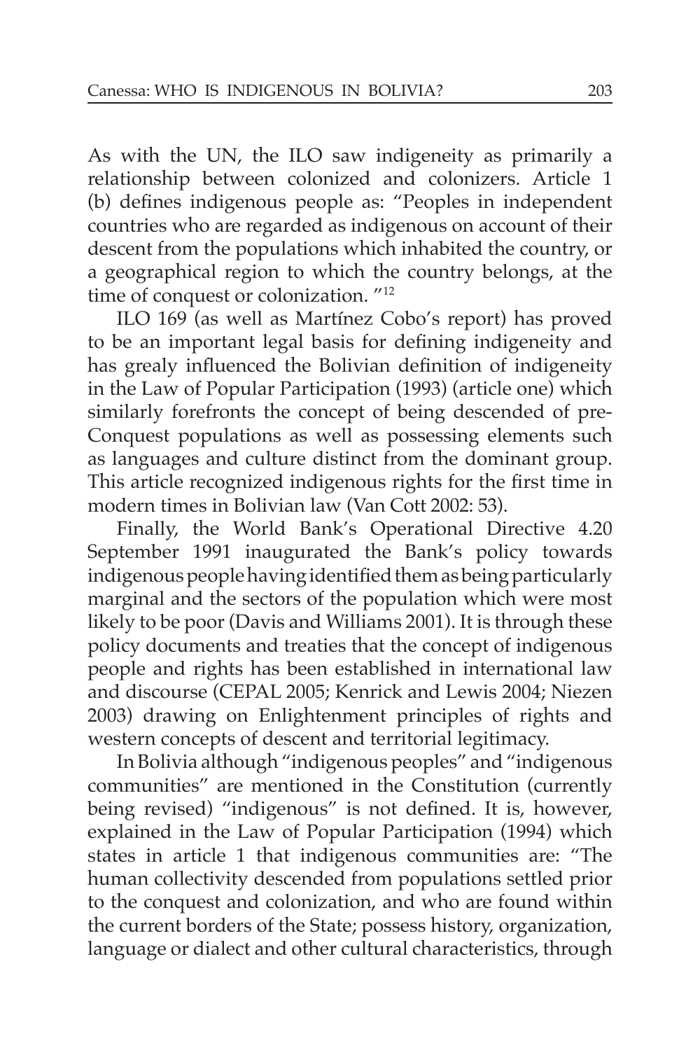As with the UN, the ILO saw indigeneity as primarily a relationship between colonized and colonizers. Article 1 (b) defines indigenous people as: "Peoples in independent countries who are regarded as indigenous on account of their descent from the populations which inhabited the country, or a geographical region to which the country belongs, at the time of conquest or colonization. "[12]

ILO 169 (as well as Martínez Cobo's report) has proved to be an important legal basis for defining indigeneity and has grealy influenced the Bolivian definition of indigeneity in the Law of Popular Participation (1993) (article one) which similarly forefronts the concept of being descended of pre-Conquest populations as well as possessing elements such as languages and culture distinct from the dominant group. This article recognized indigenous rights for the first time in modern times in Bolivian law (Van Cott 2002: 53).

Finally, the World Bank's Operational Directive 4.20 September 1991 inaugurated the Bank's policy towards indigenous people having identified them as being particularly marginal and the sectors of the population which were most likely to be poor (Davis and Williams 2001). It is through these policy documents and treaties that the concept of indigenous people and rights has been established in international law and discourse (CEPAL 2005; Kenrick and Lewis 2004; Niezen 2003) drawing on Enlightenment principles of rights and western concepts of descent and territorial legitimacy.

In Bolivia although "indigenous peoples" and "indigenous communities" are mentioned in the Constitution (currently being revised) "indigenous" is not defined. It is, however, explained in the Law of Popular Participation (1994) which states in article 1 that indigenous communities are: "The human collectivity descended from populations settled prior to the conquest and colonization, and who are found within the current borders of the State; possess history, organization, language or dialect and other cultural characteristics, through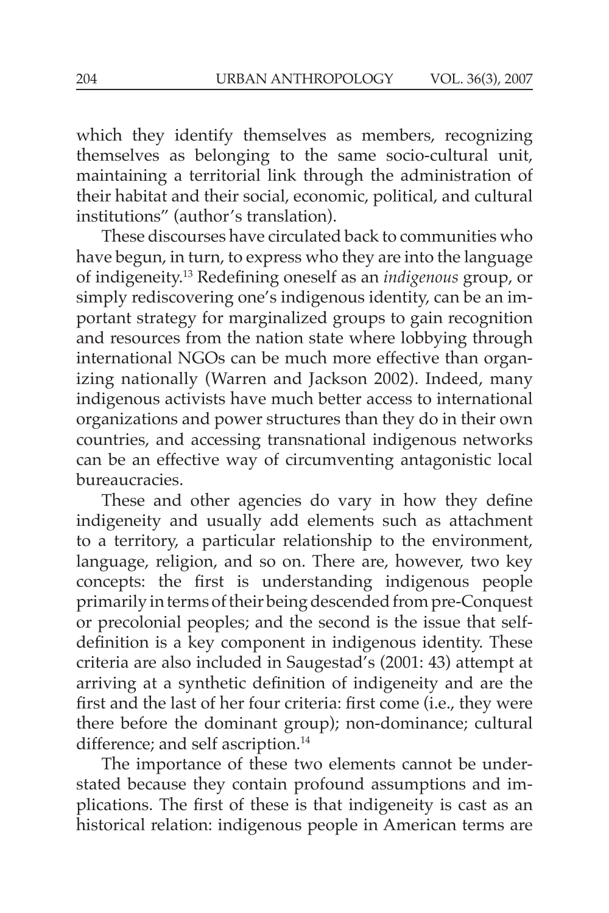which they identify themselves as members, recognizing themselves as belonging to the same socio-cultural unit, maintaining a territorial link through the administration of their habitat and their social, economic, political, and cultural institutions" (author's translation).

These discourses have circulated back to communities who have begun, in turn, to express who they are into the language of indigeneity.[13] Redefining oneself as an *indigenous* group, or simply rediscovering one's indigenous identity, can be an important strategy for marginalized groups to gain recognition and resources from the nation state where lobbying through international NGOs can be much more effective than organizing nationally (Warren and Jackson 2002). Indeed, many indigenous activists have much better access to international organizations and power structures than they do in their own countries, and accessing transnational indigenous networks can be an effective way of circumventing antagonistic local bureaucracies.

These and other agencies do vary in how they define indigeneity and usually add elements such as attachment to a territory, a particular relationship to the environment, language, religion, and so on. There are, however, two key concepts: the first is understanding indigenous people primarily in terms of their being descended from pre-Conquest or precolonial peoples; and the second is the issue that self-definition is a key component in indigenous identity. These criteria are also included in Saugestad's (2001: 43) attempt at arriving at a synthetic definition of indigeneity and are the first and the last of her four criteria: first come (i.e., they were there before the dominant group); non-dominance; cultural difference; and self ascription.[14]

The importance of these two elements cannot be understated because they contain profound assumptions and implications. The first of these is that indigeneity is cast as an historical relation: indigenous people in American terms are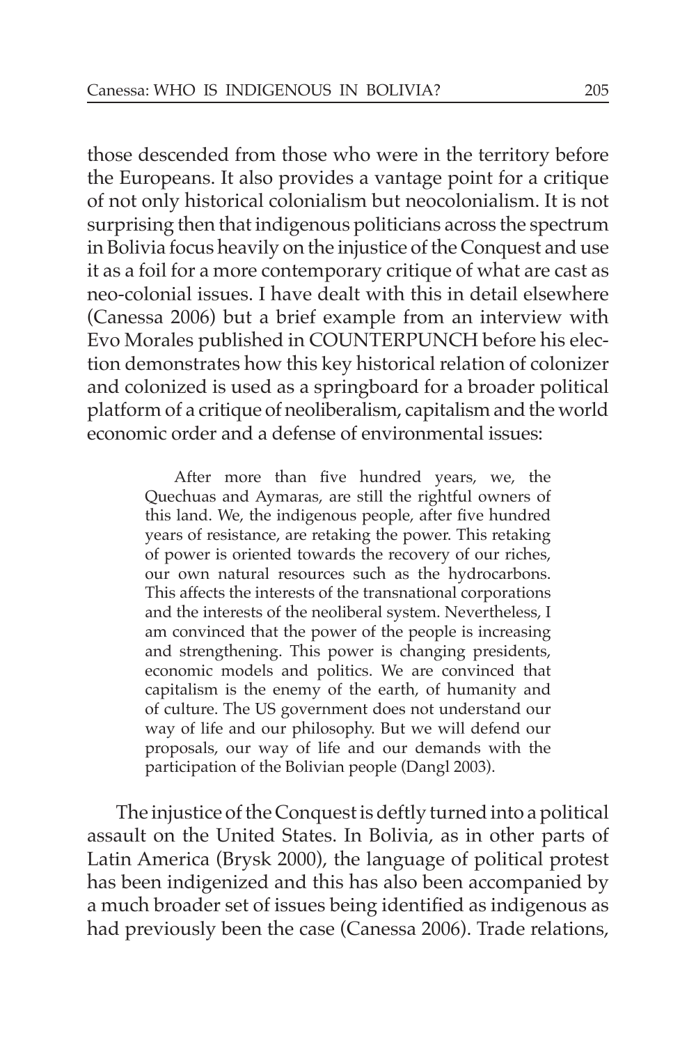those descended from those who were in the territory before the Europeans. It also provides a vantage point for a critique of not only historical colonialism but neocolonialism. It is not surprising then that indigenous politicians across the spectrum in Bolivia focus heavily on the injustice of the Conquest and use it as a foil for a more contemporary critique of what are cast as neo-colonial issues. I have dealt with this in detail elsewhere (Canessa 2006) but a brief example from an interview with Evo Morales published in COUNTERPUNCH before his election demonstrates how this key historical relation of colonizer and colonized is used as a springboard for a broader political platform of a critique of neoliberalism, capitalism and the world economic order and a defense of environmental issues:

> After more than five hundred years, we, the Quechuas and Aymaras, are still the rightful owners of this land. We, the indigenous people, after five hundred years of resistance, are retaking the power. This retaking of power is oriented towards the recovery of our riches, our own natural resources such as the hydrocarbons. This affects the interests of the transnational corporations and the interests of the neoliberal system. Nevertheless, I am convinced that the power of the people is increasing and strengthening. This power is changing presidents, economic models and politics. We are convinced that capitalism is the enemy of the earth, of humanity and of culture. The US government does not understand our way of life and our philosophy. But we will defend our proposals, our way of life and our demands with the participation of the Bolivian people (Dangl 2003).

The injustice of the Conquest is deftly turned into a political assault on the United States. In Bolivia, as in other parts of Latin America (Brysk 2000), the language of political protest has been indigenized and this has also been accompanied by a much broader set of issues being identified as indigenous as had previously been the case (Canessa 2006). Trade relations,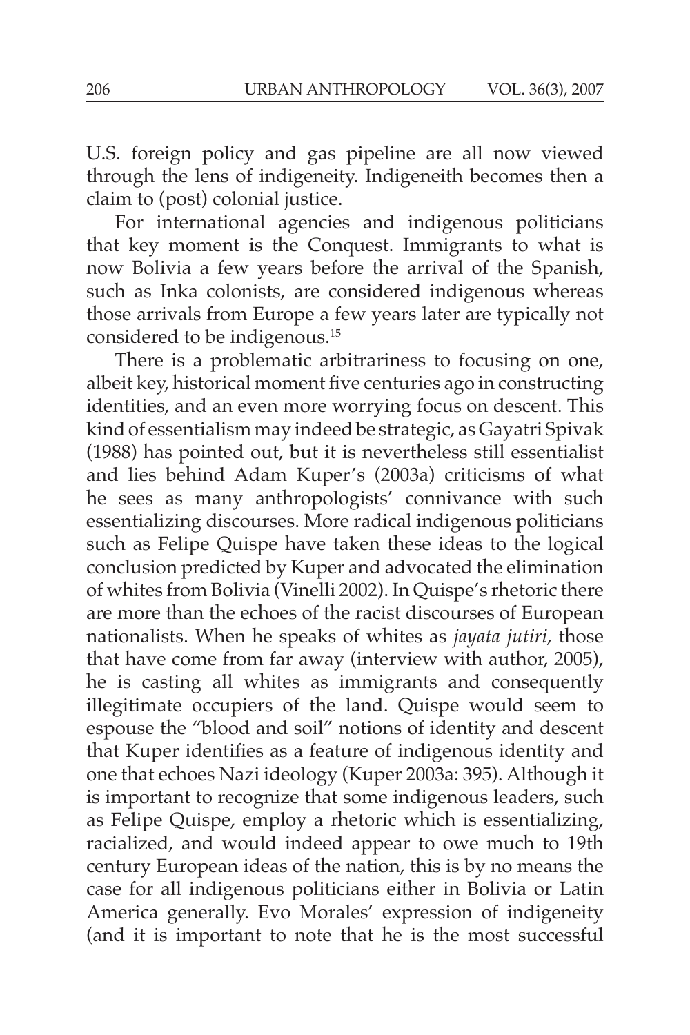U.S. foreign policy and gas pipeline are all now viewed through the lens of indigeneity. Indigeneith becomes then a claim to (post) colonial justice.

For international agencies and indigenous politicians that key moment is the Conquest. Immigrants to what is now Bolivia a few years before the arrival of the Spanish, such as Inka colonists, are considered indigenous whereas those arrivals from Europe a few years later are typically not considered to be indigenous.[15]

There is a problematic arbitrariness to focusing on one, albeit key, historical moment five centuries ago in constructing identities, and an even more worrying focus on descent. This kind of essentialism may indeed be strategic, as Gayatri Spivak (1988) has pointed out, but it is nevertheless still essentialist and lies behind Adam Kuper's (2003a) criticisms of what he sees as many anthropologists' connivance with such essentializing discourses. More radical indigenous politicians such as Felipe Quispe have taken these ideas to the logical conclusion predicted by Kuper and advocated the elimination of whites from Bolivia (Vinelli 2002). In Quispe's rhetoric there are more than the echoes of the racist discourses of European nationalists. When he speaks of whites as *jayata jutiri*, those that have come from far away (interview with author, 2005), he is casting all whites as immigrants and consequently illegitimate occupiers of the land. Quispe would seem to espouse the "blood and soil" notions of identity and descent that Kuper identifies as a feature of indigenous identity and one that echoes Nazi ideology (Kuper 2003a: 395). Although it is important to recognize that some indigenous leaders, such as Felipe Quispe, employ a rhetoric which is essentializing, racialized, and would indeed appear to owe much to 19th century European ideas of the nation, this is by no means the case for all indigenous politicians either in Bolivia or Latin America generally. Evo Morales' expression of indigeneity (and it is important to note that he is the most successful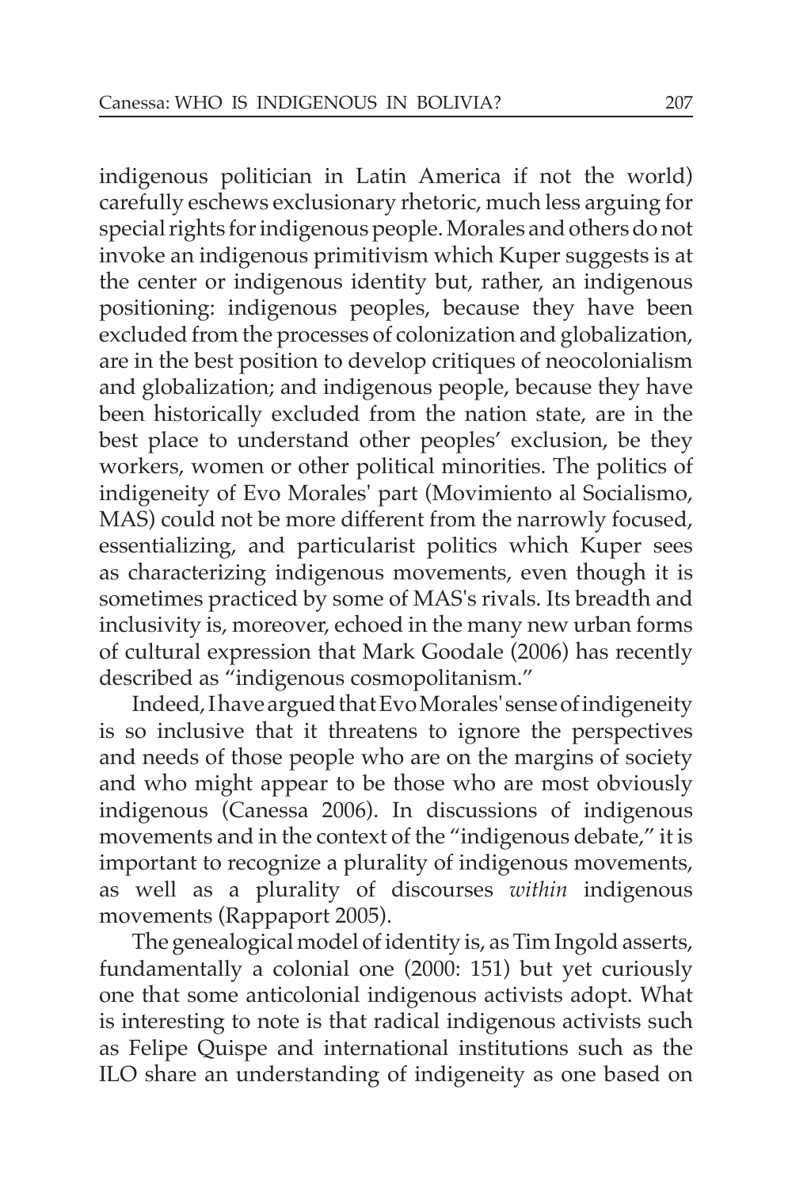indigenous politician in Latin America if not the world) carefully eschews exclusionary rhetoric, much less arguing for special rights for indigenous people. Morales and others do not invoke an indigenous primitivism which Kuper suggests is at the center or indigenous identity but, rather, an indigenous positioning: indigenous peoples, because they have been excluded from the processes of colonization and globalization, are in the best position to develop critiques of neocolonialism and globalization; and indigenous people, because they have been historically excluded from the nation state, are in the best place to understand other peoples' exclusion, be they workers, women or other political minorities. The politics of indigeneity of Evo Morales' part (Movimiento al Socialismo, MAS) could not be more different from the narrowly focused, essentializing, and particularist politics which Kuper sees as characterizing indigenous movements, even though it is sometimes practiced by some of MAS's rivals. Its breadth and inclusivity is, moreover, echoed in the many new urban forms of cultural expression that Mark Goodale (2006) has recently described as "indigenous cosmopolitanism."

Indeed, I have argued that Evo Morales' sense of indigeneity is so inclusive that it threatens to ignore the perspectives and needs of those people who are on the margins of society and who might appear to be those who are most obviously indigenous (Canessa 2006). In discussions of indigenous movements and in the context of the "indigenous debate," it is important to recognize a plurality of indigenous movements, as well as a plurality of discourses *within* indigenous movements (Rappaport 2005).

The genealogical model of identity is, as Tim Ingold asserts, fundamentally a colonial one (2000: 151) but yet curiously one that some anticolonial indigenous activists adopt. What is interesting to note is that radical indigenous activists such as Felipe Quispe and international institutions such as the ILO share an understanding of indigeneity as one based on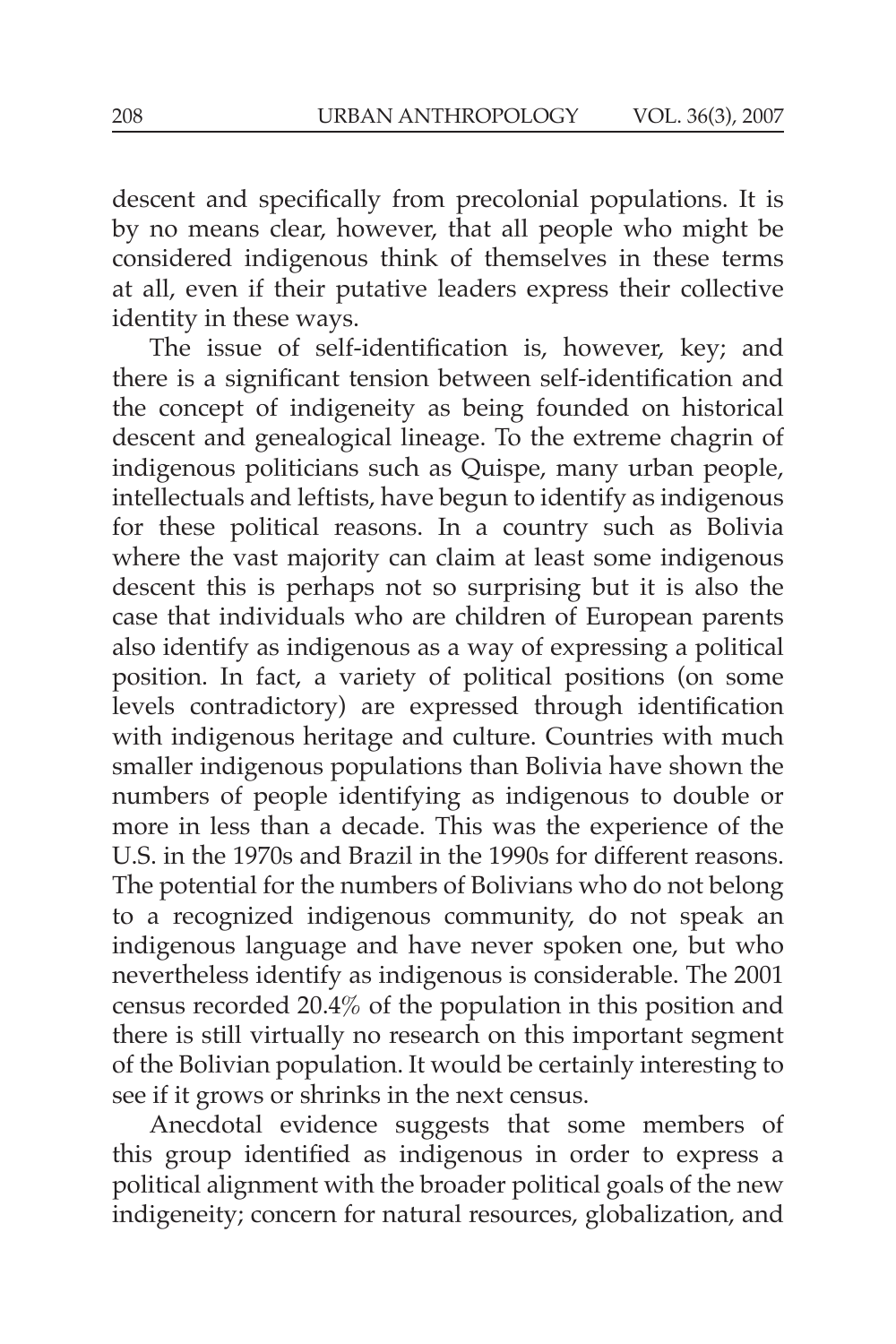descent and specifically from precolonial populations. It is by no means clear, however, that all people who might be considered indigenous think of themselves in these terms at all, even if their putative leaders express their collective identity in these ways.

The issue of self-identification is, however, key; and there is a significant tension between self-identification and the concept of indigeneity as being founded on historical descent and genealogical lineage. To the extreme chagrin of indigenous politicians such as Quispe, many urban people, intellectuals and leftists, have begun to identify as indigenous for these political reasons. In a country such as Bolivia where the vast majority can claim at least some indigenous descent this is perhaps not so surprising but it is also the case that individuals who are children of European parents also identify as indigenous as a way of expressing a political position. In fact, a variety of political positions (on some levels contradictory) are expressed through identification with indigenous heritage and culture. Countries with much smaller indigenous populations than Bolivia have shown the numbers of people identifying as indigenous to double or more in less than a decade. This was the experience of the U.S. in the 1970s and Brazil in the 1990s for different reasons. The potential for the numbers of Bolivians who do not belong to a recognized indigenous community, do not speak an indigenous language and have never spoken one, but who nevertheless identify as indigenous is considerable. The 2001 census recorded 20.4% of the population in this position and there is still virtually no research on this important segment of the Bolivian population. It would be certainly interesting to see if it grows or shrinks in the next census.

Anecdotal evidence suggests that some members of this group identified as indigenous in order to express a political alignment with the broader political goals of the new indigeneity; concern for natural resources, globalization, and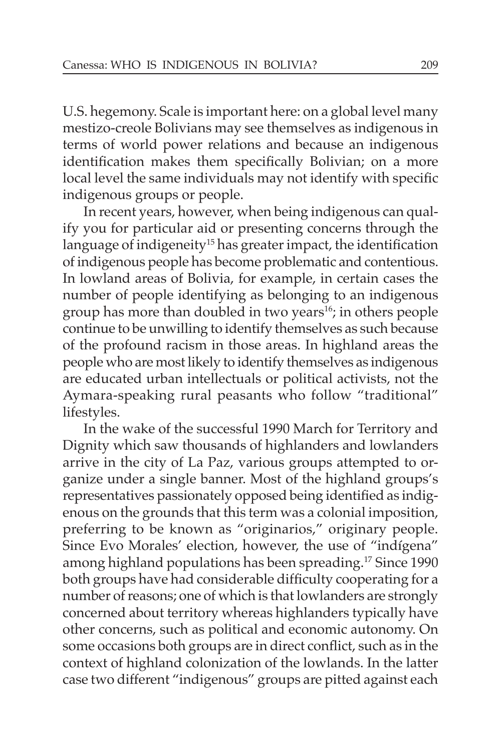U.S. hegemony. Scale is important here: on a global level many mestizo-creole Bolivians may see themselves as indigenous in terms of world power relations and because an indigenous identification makes them specifically Bolivian; on a more local level the same individuals may not identify with specific indigenous groups or people.

In recent years, however, when being indigenous can qualify you for particular aid or presenting concerns through the language of indigeneity[15] has greater impact, the identification of indigenous people has become problematic and contentious. In lowland areas of Bolivia, for example, in certain cases the number of people identifying as belonging to an indigenous group has more than doubled in two years[16]; in others people continue to be unwilling to identify themselves as such because of the profound racism in those areas. In highland areas the people who are most likely to identify themselves as indigenous are educated urban intellectuals or political activists, not the Aymara-speaking rural peasants who follow "traditional" lifestyles.

In the wake of the successful 1990 March for Territory and Dignity which saw thousands of highlanders and lowlanders arrive in the city of La Paz, various groups attempted to organize under a single banner. Most of the highland groups's representatives passionately opposed being identified as indigenous on the grounds that this term was a colonial imposition, preferring to be known as "originarios," originary people. Since Evo Morales' election, however, the use of "indígena" among highland populations has been spreading.[17] Since 1990 both groups have had considerable difficulty cooperating for a number of reasons; one of which is that lowlanders are strongly concerned about territory whereas highlanders typically have other concerns, such as political and economic autonomy. On some occasions both groups are in direct conflict, such as in the context of highland colonization of the lowlands. In the latter case two different "indigenous" groups are pitted against each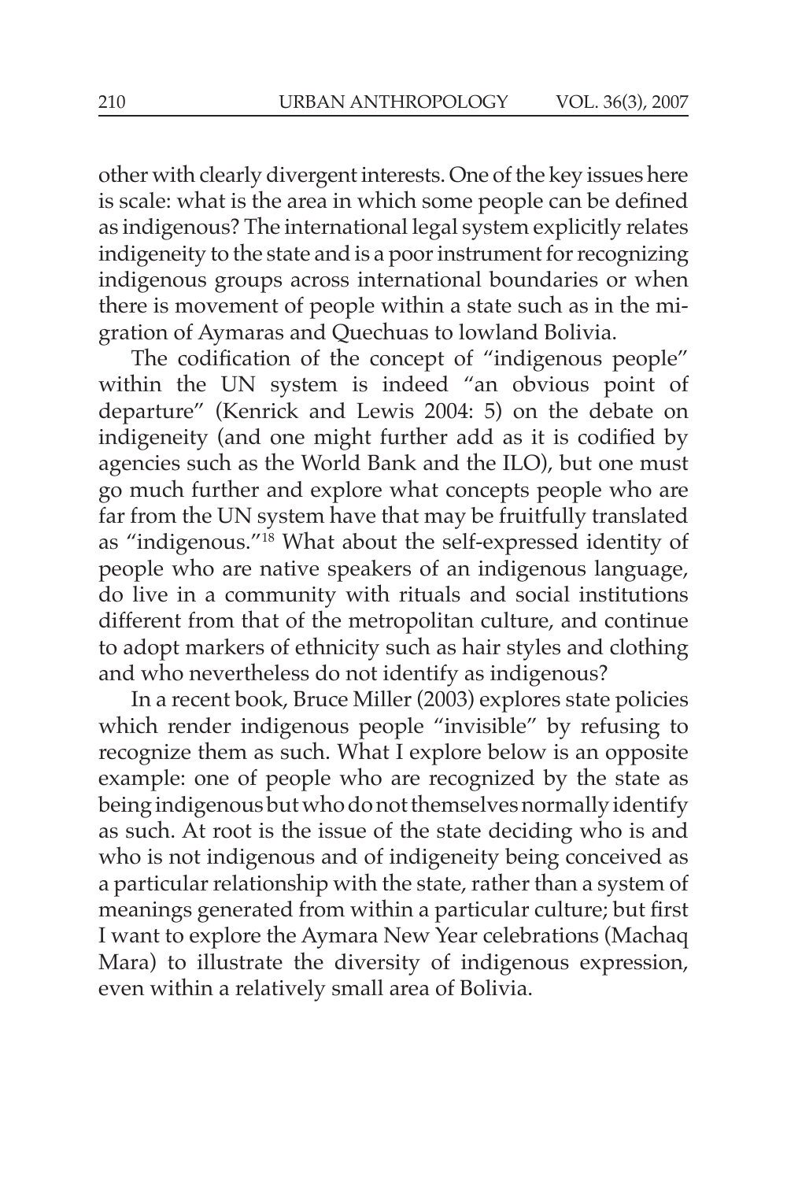other with clearly divergent interests. One of the key issues here is scale: what is the area in which some people can be defined as indigenous? The international legal system explicitly relates indigeneity to the state and is a poor instrument for recognizing indigenous groups across international boundaries or when there is movement of people within a state such as in the migration of Aymaras and Quechuas to lowland Bolivia.

The codification of the concept of "indigenous people" within the UN system is indeed "an obvious point of departure" (Kenrick and Lewis 2004: 5) on the debate on indigeneity (and one might further add as it is codified by agencies such as the World Bank and the ILO), but one must go much further and explore what concepts people who are far from the UN system have that may be fruitfully translated as "indigenous."[18] What about the self-expressed identity of people who are native speakers of an indigenous language, do live in a community with rituals and social institutions different from that of the metropolitan culture, and continue to adopt markers of ethnicity such as hair styles and clothing and who nevertheless do not identify as indigenous?

In a recent book, Bruce Miller (2003) explores state policies which render indigenous people "invisible" by refusing to recognize them as such. What I explore below is an opposite example: one of people who are recognized by the state as being indigenous but who do not themselves normally identify as such. At root is the issue of the state deciding who is and who is not indigenous and of indigeneity being conceived as a particular relationship with the state, rather than a system of meanings generated from within a particular culture; but first I want to explore the Aymara New Year celebrations (Machaq Mara) to illustrate the diversity of indigenous expression, even within a relatively small area of Bolivia.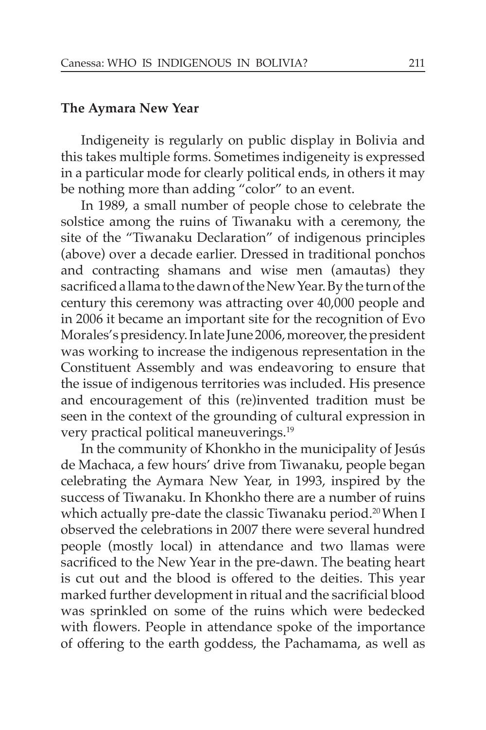## The Aymara New Year

Indigeneity is regularly on public display in Bolivia and this takes multiple forms. Sometimes indigeneity is expressed in a particular mode for clearly political ends, in others it may be nothing more than adding "color" to an event.

In 1989, a small number of people chose to celebrate the solstice among the ruins of Tiwanaku with a ceremony, the site of the "Tiwanaku Declaration" of indigenous principles (above) over a decade earlier. Dressed in traditional ponchos and contracting shamans and wise men (amautas) they sacrificed a llama to the dawn of the New Year. By the turn of the century this ceremony was attracting over 40,000 people and in 2006 it became an important site for the recognition of Evo Morales's presidency. In late June 2006, moreover, the president was working to increase the indigenous representation in the Constituent Assembly and was endeavoring to ensure that the issue of indigenous territories was included. His presence and encouragement of this (re)invented tradition must be seen in the context of the grounding of cultural expression in very practical political maneuverings.[19]

In the community of Khonkho in the municipality of Jesús de Machaca, a few hours' drive from Tiwanaku, people began celebrating the Aymara New Year, in 1993, inspired by the success of Tiwanaku. In Khonkho there are a number of ruins which actually pre-date the classic Tiwanaku period.[20] When I observed the celebrations in 2007 there were several hundred people (mostly local) in attendance and two llamas were sacrificed to the New Year in the pre-dawn. The beating heart is cut out and the blood is offered to the deities. This year marked further development in ritual and the sacrificial blood was sprinkled on some of the ruins which were bedecked with flowers. People in attendance spoke of the importance of offering to the earth goddess, the Pachamama, as well as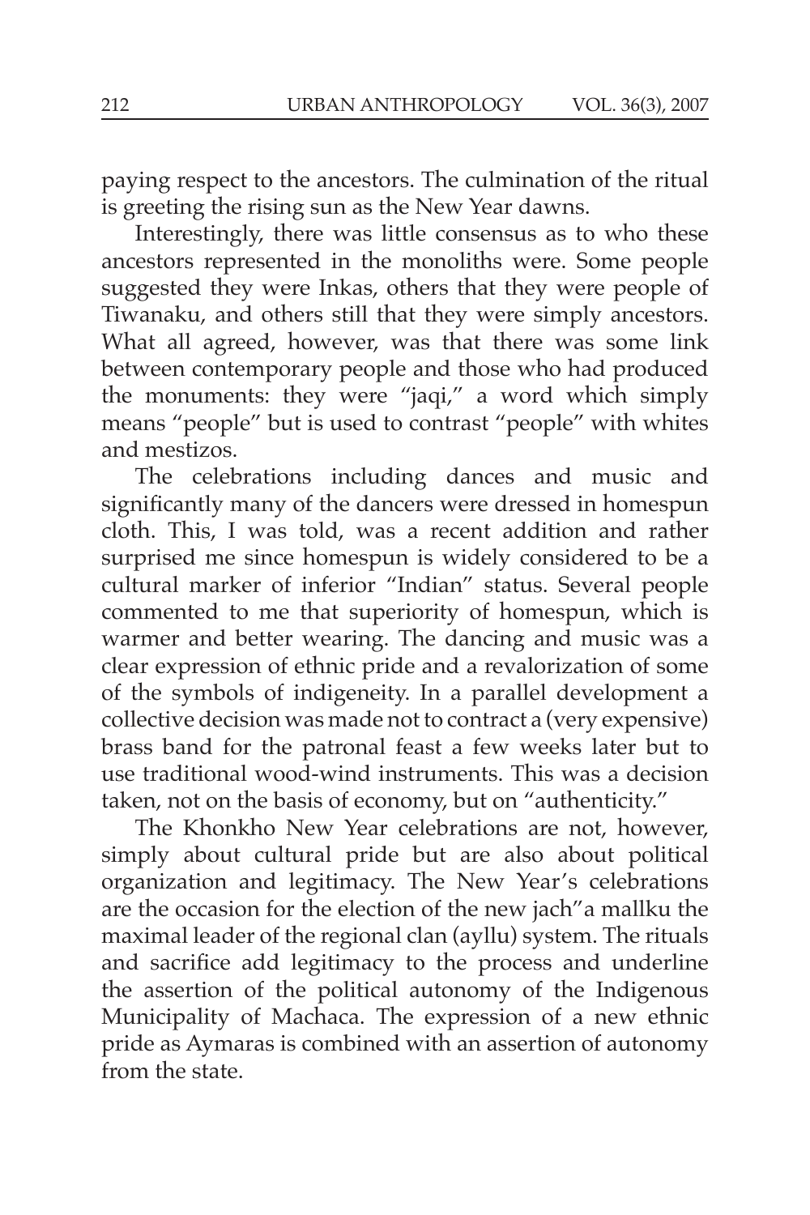paying respect to the ancestors. The culmination of the ritual is greeting the rising sun as the New Year dawns.

Interestingly, there was little consensus as to who these ancestors represented in the monoliths were. Some people suggested they were Inkas, others that they were people of Tiwanaku, and others still that they were simply ancestors. What all agreed, however, was that there was some link between contemporary people and those who had produced the monuments: they were "jaqi," a word which simply means "people" but is used to contrast "people" with whites and mestizos.

The celebrations including dances and music and significantly many of the dancers were dressed in homespun cloth. This, I was told, was a recent addition and rather surprised me since homespun is widely considered to be a cultural marker of inferior "Indian" status. Several people commented to me that superiority of homespun, which is warmer and better wearing. The dancing and music was a clear expression of ethnic pride and a revalorization of some of the symbols of indigeneity. In a parallel development a collective decision was made not to contract a (very expensive) brass band for the patronal feast a few weeks later but to use traditional wood-wind instruments. This was a decision taken, not on the basis of economy, but on "authenticity."

The Khonkho New Year celebrations are not, however, simply about cultural pride but are also about political organization and legitimacy. The New Year's celebrations are the occasion for the election of the new jach"a mallku the maximal leader of the regional clan (ayllu) system. The rituals and sacrifice add legitimacy to the process and underline the assertion of the political autonomy of the Indigenous Municipality of Machaca. The expression of a new ethnic pride as Aymaras is combined with an assertion of autonomy from the state.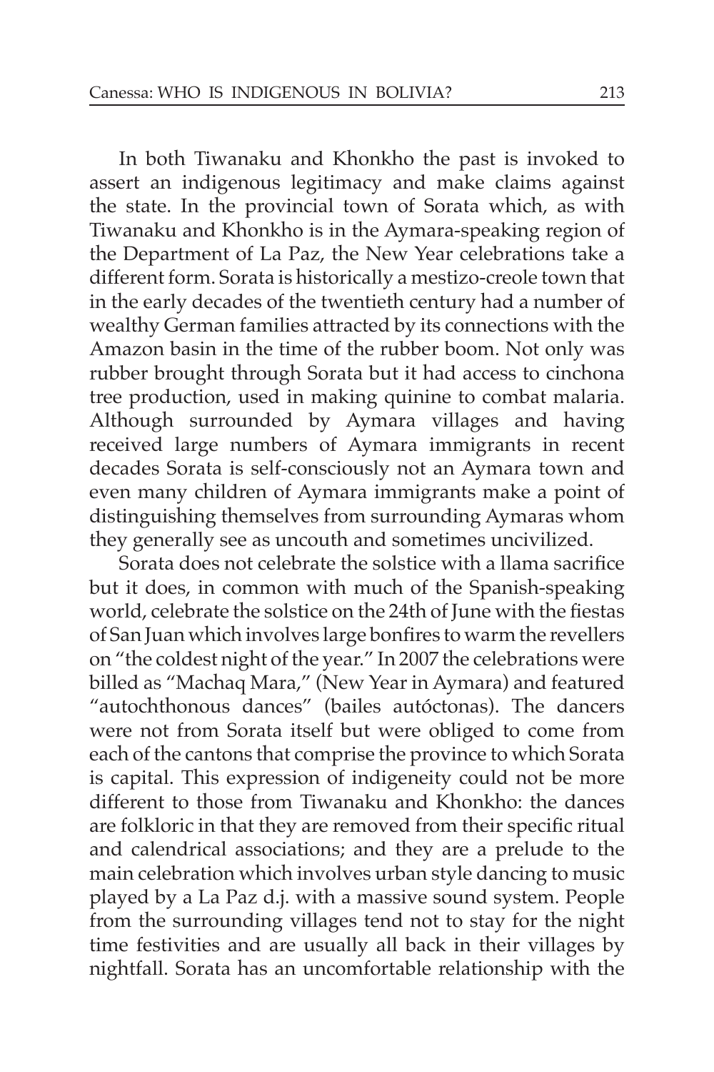In both Tiwanaku and Khonkho the past is invoked to assert an indigenous legitimacy and make claims against the state. In the provincial town of Sorata which, as with Tiwanaku and Khonkho is in the Aymara-speaking region of the Department of La Paz, the New Year celebrations take a different form. Sorata is historically a mestizo-creole town that in the early decades of the twentieth century had a number of wealthy German families attracted by its connections with the Amazon basin in the time of the rubber boom. Not only was rubber brought through Sorata but it had access to cinchona tree production, used in making quinine to combat malaria. Although surrounded by Aymara villages and having received large numbers of Aymara immigrants in recent decades Sorata is self-consciously not an Aymara town and even many children of Aymara immigrants make a point of distinguishing themselves from surrounding Aymaras whom they generally see as uncouth and sometimes uncivilized.

Sorata does not celebrate the solstice with a llama sacrifice but it does, in common with much of the Spanish-speaking world, celebrate the solstice on the 24th of June with the fiestas of San Juan which involves large bonfires to warm the revellers on "the coldest night of the year." In 2007 the celebrations were billed as "Machaq Mara," (New Year in Aymara) and featured "autochthonous dances" (bailes autóctonas). The dancers were not from Sorata itself but were obliged to come from each of the cantons that comprise the province to which Sorata is capital. This expression of indigeneity could not be more different to those from Tiwanaku and Khonkho: the dances are folkloric in that they are removed from their specific ritual and calendrical associations; and they are a prelude to the main celebration which involves urban style dancing to music played by a La Paz d.j. with a massive sound system. People from the surrounding villages tend not to stay for the night time festivities and are usually all back in their villages by nightfall. Sorata has an uncomfortable relationship with the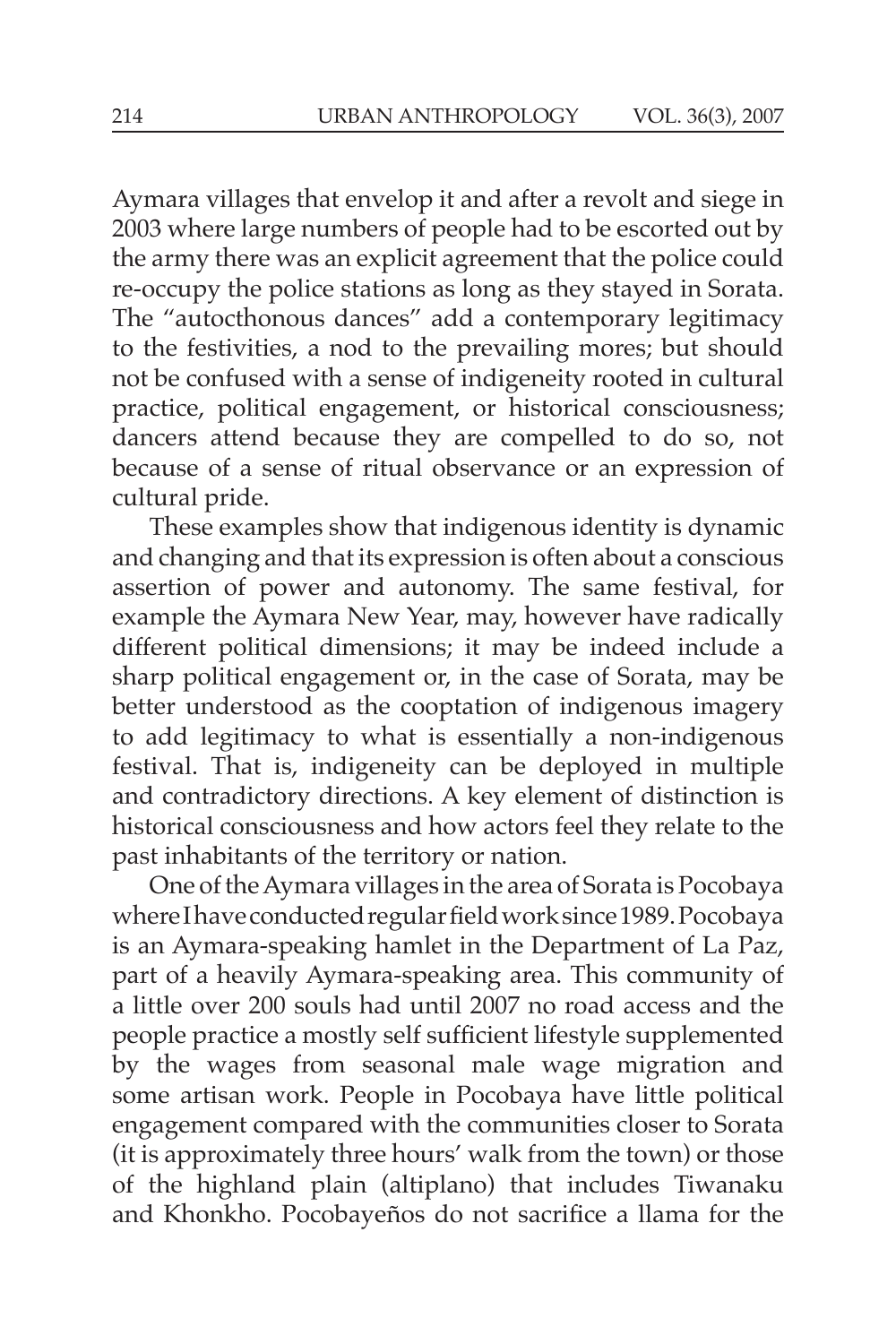Aymara villages that envelop it and after a revolt and siege in 2003 where large numbers of people had to be escorted out by the army there was an explicit agreement that the police could re-occupy the police stations as long as they stayed in Sorata. The "autocthonous dances" add a contemporary legitimacy to the festivities, a nod to the prevailing mores; but should not be confused with a sense of indigeneity rooted in cultural practice, political engagement, or historical consciousness; dancers attend because they are compelled to do so, not because of a sense of ritual observance or an expression of cultural pride.

These examples show that indigenous identity is dynamic and changing and that its expression is often about a conscious assertion of power and autonomy. The same festival, for example the Aymara New Year, may, however have radically different political dimensions; it may be indeed include a sharp political engagement or, in the case of Sorata, may be better understood as the cooptation of indigenous imagery to add legitimacy to what is essentially a non-indigenous festival. That is, indigeneity can be deployed in multiple and contradictory directions. A key element of distinction is historical consciousness and how actors feel they relate to the past inhabitants of the territory or nation.

One of the Aymara villages in the area of Sorata is Pocobaya where I have conducted regular field work since 1989. Pocobaya is an Aymara-speaking hamlet in the Department of La Paz, part of a heavily Aymara-speaking area. This community of a little over 200 souls had until 2007 no road access and the people practice a mostly self sufficient lifestyle supplemented by the wages from seasonal male wage migration and some artisan work. People in Pocobaya have little political engagement compared with the communities closer to Sorata (it is approximately three hours' walk from the town) or those of the highland plain (altiplano) that includes Tiwanaku and Khonkho. Pocobayeños do not sacrifice a llama for the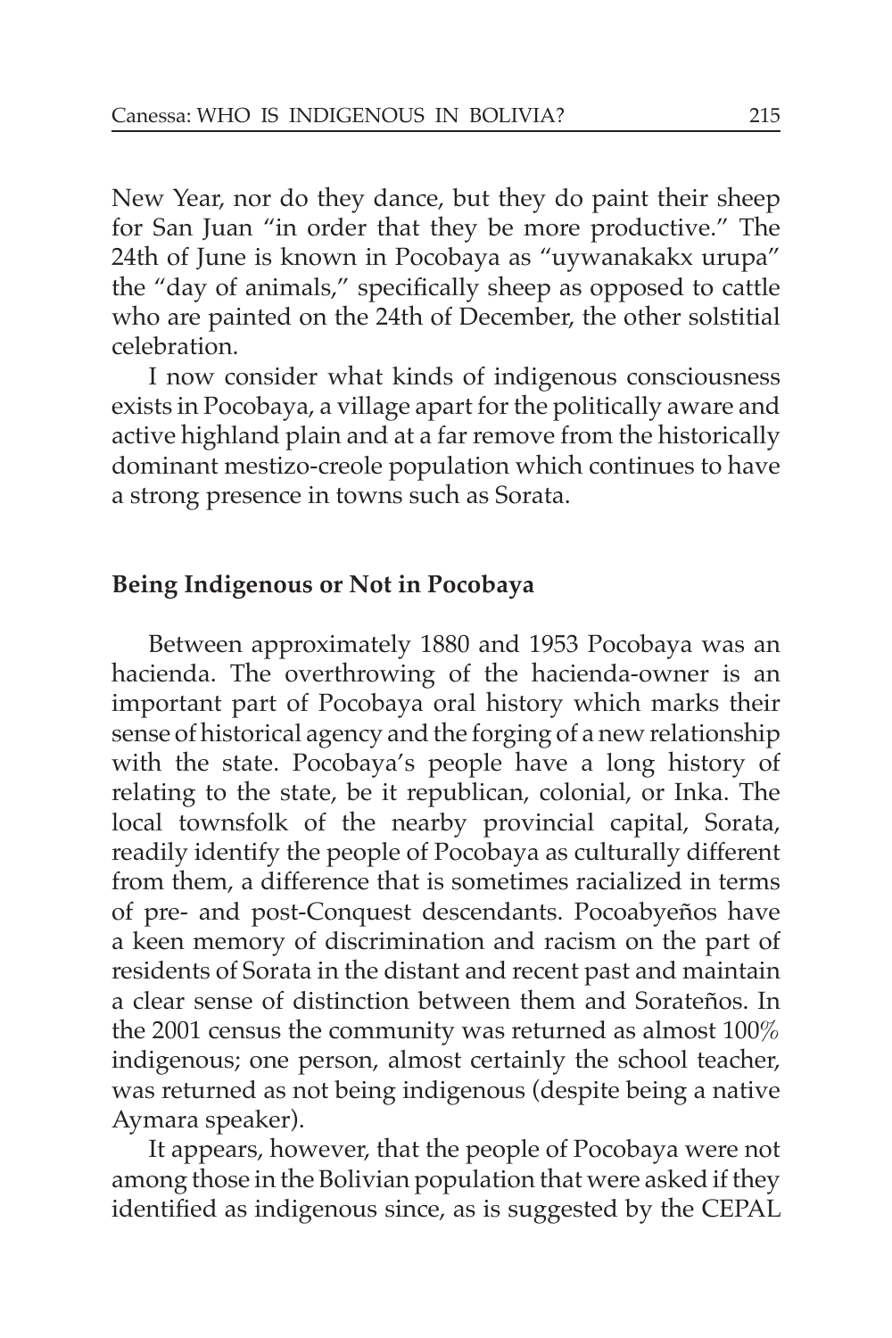New Year, nor do they dance, but they do paint their sheep for San Juan "in order that they be more productive." The 24th of June is known in Pocobaya as "uywanakakx urupa" the "day of animals," specifically sheep as opposed to cattle who are painted on the 24th of December, the other solstitial celebration.

I now consider what kinds of indigenous consciousness exists in Pocobaya, a village apart for the politically aware and active highland plain and at a far remove from the historically dominant mestizo-creole population which continues to have a strong presence in towns such as Sorata.

## Being Indigenous or Not in Pocobaya

Between approximately 1880 and 1953 Pocobaya was an hacienda. The overthrowing of the hacienda-owner is an important part of Pocobaya oral history which marks their sense of historical agency and the forging of a new relationship with the state. Pocobaya's people have a long history of relating to the state, be it republican, colonial, or Inka. The local townsfolk of the nearby provincial capital, Sorata, readily identify the people of Pocobaya as culturally different from them, a difference that is sometimes racialized in terms of pre- and post-Conquest descendants. Pocoabyeños have a keen memory of discrimination and racism on the part of residents of Sorata in the distant and recent past and maintain a clear sense of distinction between them and Sorateños. In the 2001 census the community was returned as almost 100% indigenous; one person, almost certainly the school teacher, was returned as not being indigenous (despite being a native Aymara speaker).

It appears, however, that the people of Pocobaya were not among those in the Bolivian population that were asked if they identified as indigenous since, as is suggested by the CEPAL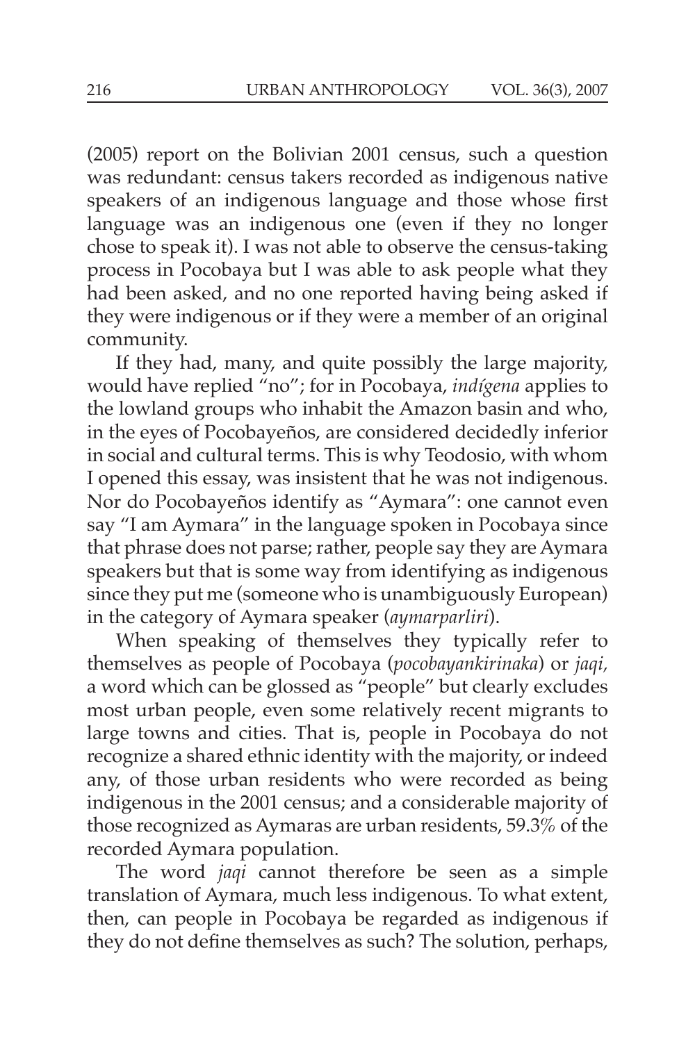(2005) report on the Bolivian 2001 census, such a question was redundant: census takers recorded as indigenous native speakers of an indigenous language and those whose first language was an indigenous one (even if they no longer chose to speak it). I was not able to observe the census-taking process in Pocobaya but I was able to ask people what they had been asked, and no one reported having being asked if they were indigenous or if they were a member of an original community.

If they had, many, and quite possibly the large majority, would have replied "no"; for in Pocobaya, *indígena* applies to the lowland groups who inhabit the Amazon basin and who, in the eyes of Pocobayeños, are considered decidedly inferior in social and cultural terms. This is why Teodosio, with whom I opened this essay, was insistent that he was not indigenous. Nor do Pocobayeños identify as "Aymara": one cannot even say "I am Aymara" in the language spoken in Pocobaya since that phrase does not parse; rather, people say they are Aymara speakers but that is some way from identifying as indigenous since they put me (someone who is unambiguously European) in the category of Aymara speaker (*aymarparliri*).

When speaking of themselves they typically refer to themselves as people of Pocobaya (*pocobayankirinaka*) or *jaqi,* a word which can be glossed as "people" but clearly excludes most urban people, even some relatively recent migrants to large towns and cities. That is, people in Pocobaya do not recognize a shared ethnic identity with the majority, or indeed any, of those urban residents who were recorded as being indigenous in the 2001 census; and a considerable majority of those recognized as Aymaras are urban residents, 59.3% of the recorded Aymara population.

The word *jaqi* cannot therefore be seen as a simple translation of Aymara, much less indigenous. To what extent, then, can people in Pocobaya be regarded as indigenous if they do not define themselves as such? The solution, perhaps,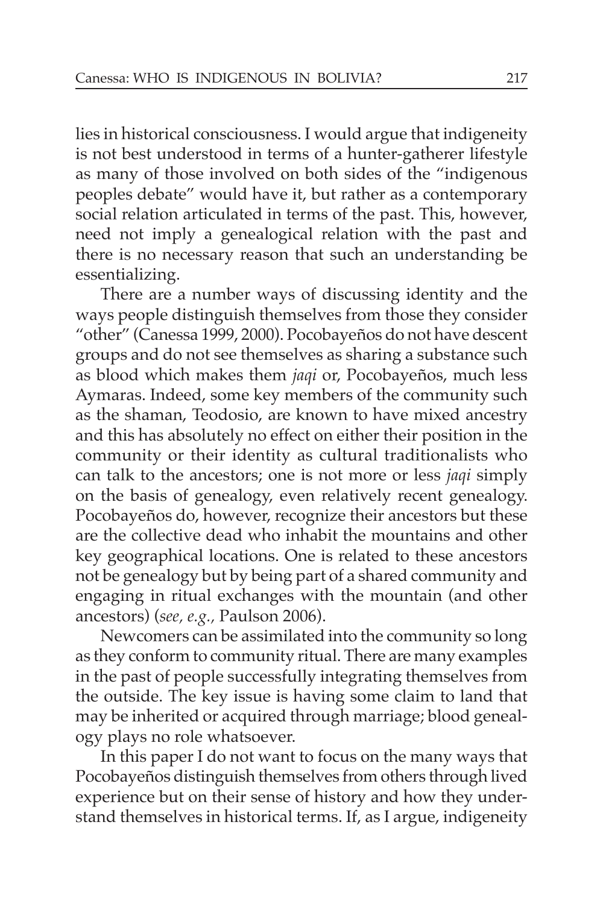lies in historical consciousness. I would argue that indigeneity is not best understood in terms of a hunter-gatherer lifestyle as many of those involved on both sides of the "indigenous peoples debate" would have it, but rather as a contemporary social relation articulated in terms of the past. This, however, need not imply a genealogical relation with the past and there is no necessary reason that such an understanding be essentializing.

There are a number ways of discussing identity and the ways people distinguish themselves from those they consider "other" (Canessa 1999, 2000). Pocobayeños do not have descent groups and do not see themselves as sharing a substance such as blood which makes them *jaqi* or, Pocobayeños, much less Aymaras. Indeed, some key members of the community such as the shaman, Teodosio, are known to have mixed ancestry and this has absolutely no effect on either their position in the community or their identity as cultural traditionalists who can talk to the ancestors; one is not more or less *jaqi* simply on the basis of genealogy, even relatively recent genealogy. Pocobayeños do, however, recognize their ancestors but these are the collective dead who inhabit the mountains and other key geographical locations. One is related to these ancestors not be genealogy but by being part of a shared community and engaging in ritual exchanges with the mountain (and other ancestors) (*see, e.g.,* Paulson 2006).

Newcomers can be assimilated into the community so long as they conform to community ritual. There are many examples in the past of people successfully integrating themselves from the outside. The key issue is having some claim to land that may be inherited or acquired through marriage; blood genealogy plays no role whatsoever.

In this paper I do not want to focus on the many ways that Pocobayeños distinguish themselves from others through lived experience but on their sense of history and how they understand themselves in historical terms. If, as I argue, indigeneity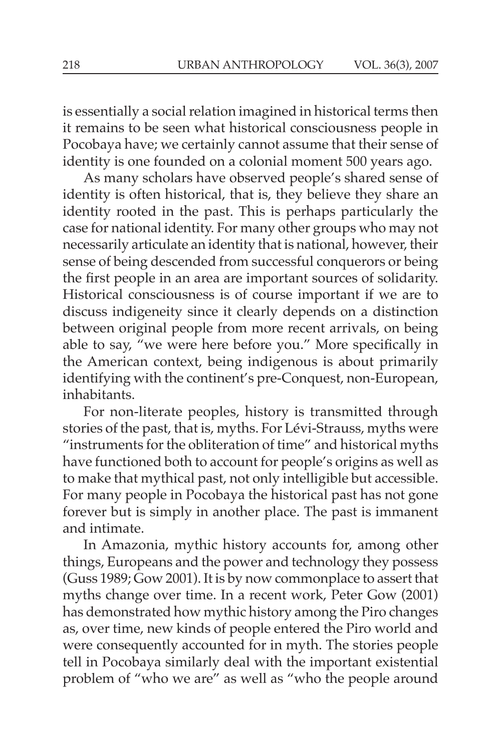is essentially a social relation imagined in historical terms then it remains to be seen what historical consciousness people in Pocobaya have; we certainly cannot assume that their sense of identity is one founded on a colonial moment 500 years ago.

As many scholars have observed people's shared sense of identity is often historical, that is, they believe they share an identity rooted in the past. This is perhaps particularly the case for national identity. For many other groups who may not necessarily articulate an identity that is national, however, their sense of being descended from successful conquerors or being the first people in an area are important sources of solidarity. Historical consciousness is of course important if we are to discuss indigeneity since it clearly depends on a distinction between original people from more recent arrivals, on being able to say, "we were here before you." More specifically in the American context, being indigenous is about primarily identifying with the continent's pre-Conquest, non-European, inhabitants.

For non-literate peoples, history is transmitted through stories of the past, that is, myths. For Lévi-Strauss, myths were "instruments for the obliteration of time" and historical myths have functioned both to account for people's origins as well as to make that mythical past, not only intelligible but accessible. For many people in Pocobaya the historical past has not gone forever but is simply in another place. The past is immanent and intimate.

In Amazonia, mythic history accounts for, among other things, Europeans and the power and technology they possess (Guss 1989; Gow 2001). It is by now commonplace to assert that myths change over time. In a recent work, Peter Gow (2001) has demonstrated how mythic history among the Piro changes as, over time, new kinds of people entered the Piro world and were consequently accounted for in myth. The stories people tell in Pocobaya similarly deal with the important existential problem of "who we are" as well as "who the people around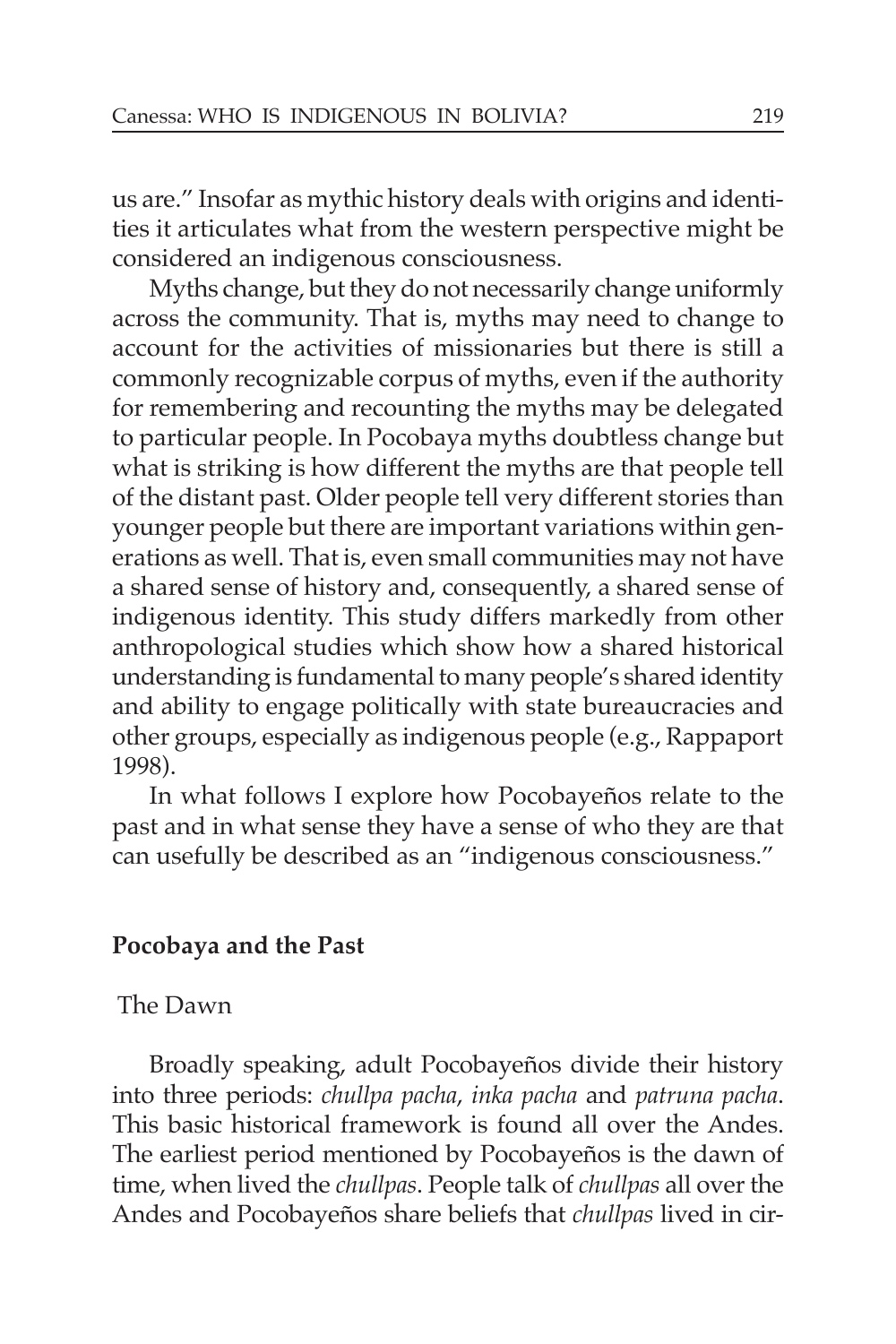us are." Insofar as mythic history deals with origins and identities it articulates what from the western perspective might be considered an indigenous consciousness.

Myths change, but they do not necessarily change uniformly across the community. That is, myths may need to change to account for the activities of missionaries but there is still a commonly recognizable corpus of myths, even if the authority for remembering and recounting the myths may be delegated to particular people. In Pocobaya myths doubtless change but what is striking is how different the myths are that people tell of the distant past. Older people tell very different stories than younger people but there are important variations within generations as well. That is, even small communities may not have a shared sense of history and, consequently, a shared sense of indigenous identity. This study differs markedly from other anthropological studies which show how a shared historical understanding is fundamental to many people's shared identity and ability to engage politically with state bureaucracies and other groups, especially as indigenous people (e.g., Rappaport 1998).

In what follows I explore how Pocobayeños relate to the past and in what sense they have a sense of who they are that can usefully be described as an "indigenous consciousness."

## Pocobaya and the Past

### The Dawn

Broadly speaking, adult Pocobayeños divide their history into three periods: *chullpa pacha*, *inka pacha* and *patruna pacha*. This basic historical framework is found all over the Andes. The earliest period mentioned by Pocobayeños is the dawn of time, when lived the *chullpas*. People talk of *chullpas* all over the Andes and Pocobayeños share beliefs that *chullpas* lived in cir-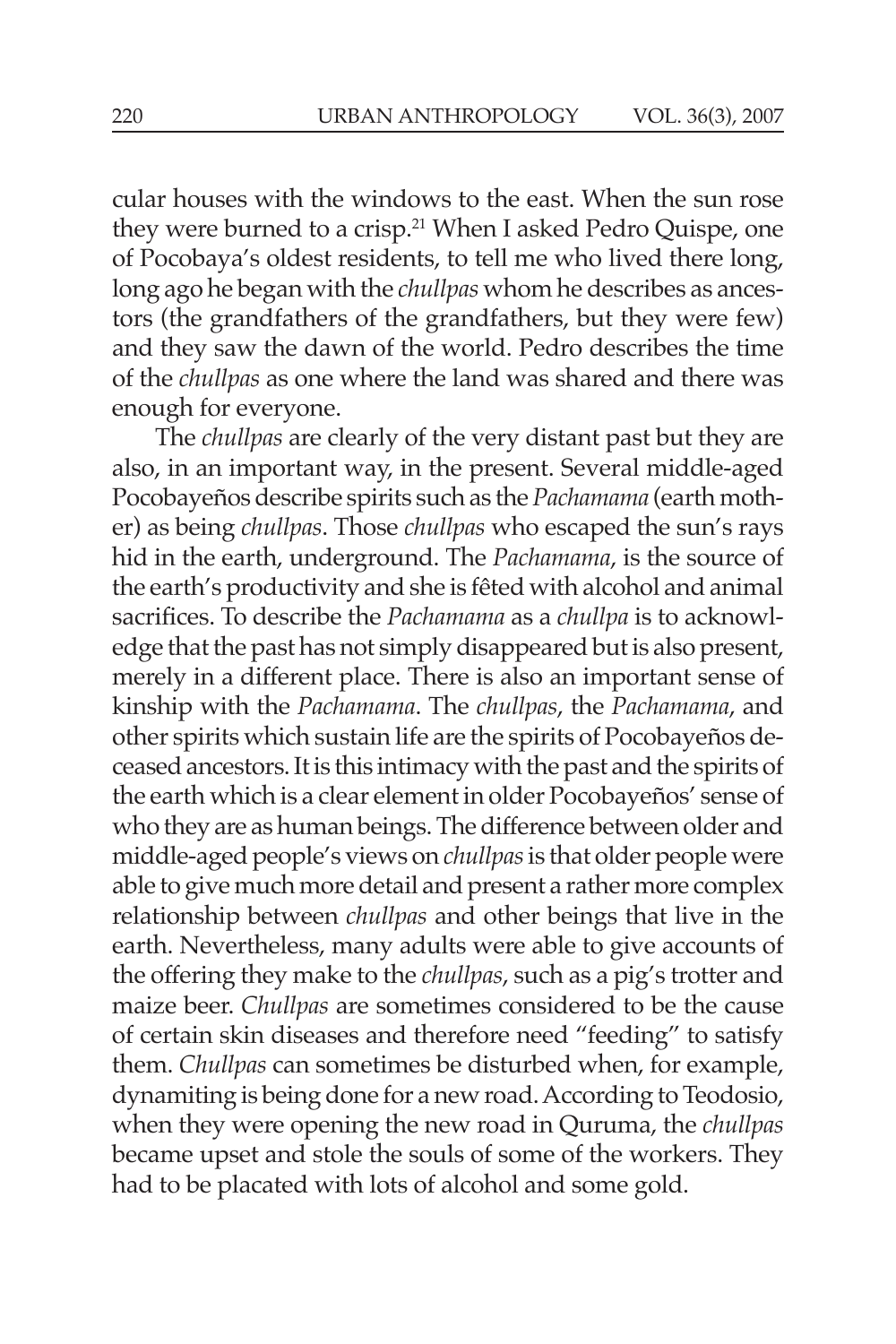cular houses with the windows to the east. When the sun rose they were burned to a crisp.[21] When I asked Pedro Quispe, one of Pocobaya's oldest residents, to tell me who lived there long, long ago he began with the *chullpas* whom he describes as ancestors (the grandfathers of the grandfathers, but they were few) and they saw the dawn of the world. Pedro describes the time of the *chullpas* as one where the land was shared and there was enough for everyone.

The *chullpas* are clearly of the very distant past but they are also, in an important way, in the present. Several middle-aged Pocobayeños describe spirits such as the *Pachamama* (earth mother) as being *chullpas*. Those *chullpas* who escaped the sun's rays hid in the earth, underground. The *Pachamama*, is the source of the earth's productivity and she is fêted with alcohol and animal sacrifices. To describe the *Pachamama* as a *chullpa* is to acknowledge that the past has not simply disappeared but is also present, merely in a different place. There is also an important sense of kinship with the *Pachamama*. The *chullpas*, the *Pachamama*, and other spirits which sustain life are the spirits of Pocobayeños deceased ancestors. It is this intimacy with the past and the spirits of the earth which is a clear element in older Pocobayeños' sense of who they are as human beings. The difference between older and middle-aged people's views on *chullpas* is that older people were able to give much more detail and present a rather more complex relationship between *chullpas* and other beings that live in the earth. Nevertheless, many adults were able to give accounts of the offering they make to the *chullpas*, such as a pig's trotter and maize beer. *Chullpas* are sometimes considered to be the cause of certain skin diseases and therefore need "feeding" to satisfy them. *Chullpas* can sometimes be disturbed when, for example, dynamiting is being done for a new road. According to Teodosio, when they were opening the new road in Quruma, the *chullpas* became upset and stole the souls of some of the workers. They had to be placated with lots of alcohol and some gold.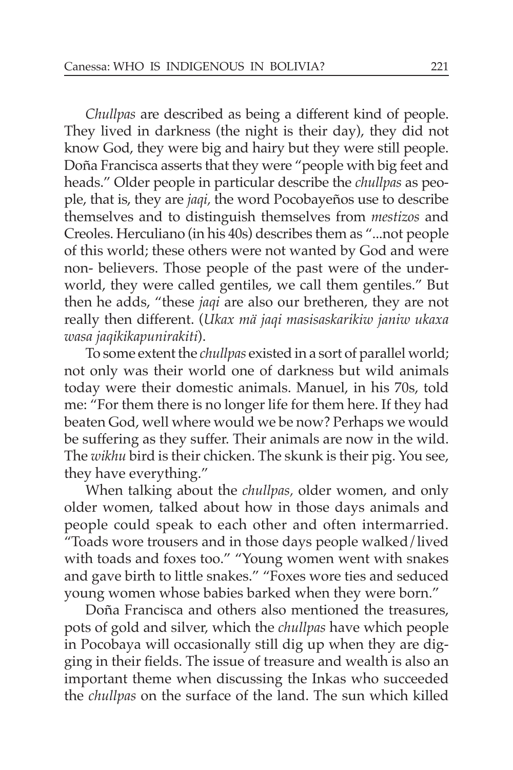*Chullpas* are described as being a different kind of people. They lived in darkness (the night is their day), they did not know God, they were big and hairy but they were still people. Doña Francisca asserts that they were "people with big feet and heads." Older people in particular describe the *chullpas* as people, that is, they are *jaqi,* the word Pocobayeños use to describe themselves and to distinguish themselves from *mestizos* and Creoles. Herculiano (in his 40s) describes them as "...not people of this world; these others were not wanted by God and were non- believers. Those people of the past were of the underworld, they were called gentiles, we call them gentiles." But then he adds, "these *jaqi* are also our bretheren, they are not really then different. (*Ukax mä jaqi masisaskarikiw janiw ukaxa wasa jaqikikapunirakiti*).

To some extent the *chullpas* existed in a sort of parallel world; not only was their world one of darkness but wild animals today were their domestic animals. Manuel, in his 70s, told me: "For them there is no longer life for them here. If they had beaten God, well where would we be now? Perhaps we would be suffering as they suffer. Their animals are now in the wild. The *wikhu* bird is their chicken. The skunk is their pig. You see, they have everything."

When talking about the *chullpas,* older women, and only older women, talked about how in those days animals and people could speak to each other and often intermarried. "Toads wore trousers and in those days people walked/lived with toads and foxes too." "Young women went with snakes and gave birth to little snakes." "Foxes wore ties and seduced young women whose babies barked when they were born."

Doña Francisca and others also mentioned the treasures, pots of gold and silver, which the *chullpas* have which people in Pocobaya will occasionally still dig up when they are digging in their fields. The issue of treasure and wealth is also an important theme when discussing the Inkas who succeeded the *chullpas* on the surface of the land. The sun which killed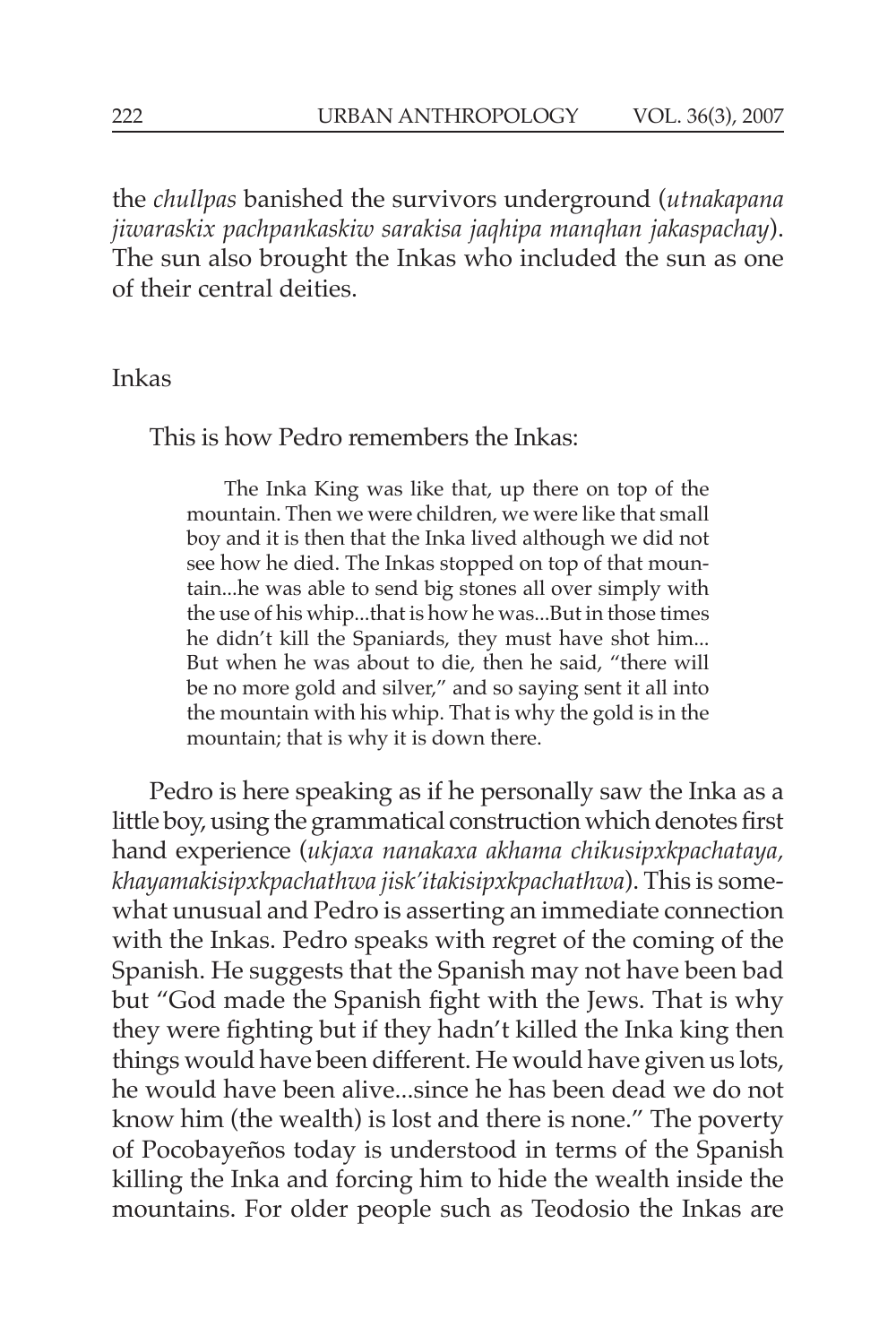the *chullpas* banished the survivors underground (*utnakapana jiwaraskix pachpankaskiw sarakisa jaqhipa manqhan jakaspachay*). The sun also brought the Inkas who included the sun as one of their central deities.

## Inkas

This is how Pedro remembers the Inkas:

> The Inka King was like that, up there on top of the mountain. Then we were children, we were like that small boy and it is then that the Inka lived although we did not see how he died. The Inkas stopped on top of that mountain...he was able to send big stones all over simply with the use of his whip...that is how he was...But in those times he didn't kill the Spaniards, they must have shot him... But when he was about to die, then he said, "there will be no more gold and silver," and so saying sent it all into the mountain with his whip. That is why the gold is in the mountain; that is why it is down there.

Pedro is here speaking as if he personally saw the Inka as a little boy, using the grammatical construction which denotes first hand experience (*ukjaxa nanakaxa akhama chikusipxkpachataya, khayamakisipxkpachathwa jisk'itakisipxkpachathwa*). This is somewhat unusual and Pedro is asserting an immediate connection with the Inkas. Pedro speaks with regret of the coming of the Spanish. He suggests that the Spanish may not have been bad but "God made the Spanish fight with the Jews. That is why they were fighting but if they hadn't killed the Inka king then things would have been different. He would have given us lots, he would have been alive...since he has been dead we do not know him (the wealth) is lost and there is none." The poverty of Pocobayeños today is understood in terms of the Spanish killing the Inka and forcing him to hide the wealth inside the mountains. For older people such as Teodosio the Inkas are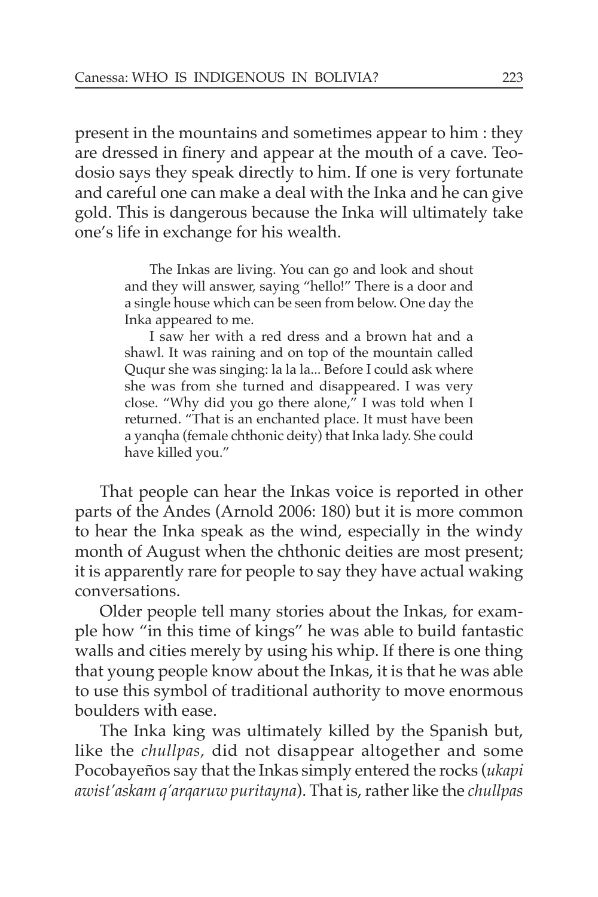present in the mountains and sometimes appear to him : they are dressed in finery and appear at the mouth of a cave. Teodosio says they speak directly to him. If one is very fortunate and careful one can make a deal with the Inka and he can give gold. This is dangerous because the Inka will ultimately take one's life in exchange for his wealth.

> The Inkas are living. You can go and look and shout and they will answer, saying "hello!" There is a door and a single house which can be seen from below. One day the Inka appeared to me.
>
> I saw her with a red dress and a brown hat and a shawl. It was raining and on top of the mountain called Ququr she was singing: la la la... Before I could ask where she was from she turned and disappeared. I was very close. "Why did you go there alone," I was told when I returned. "That is an enchanted place. It must have been a yanqha (female chthonic deity) that Inka lady. She could have killed you."

That people can hear the Inkas voice is reported in other parts of the Andes (Arnold 2006: 180) but it is more common to hear the Inka speak as the wind, especially in the windy month of August when the chthonic deities are most present; it is apparently rare for people to say they have actual waking conversations.

Older people tell many stories about the Inkas, for example how "in this time of kings" he was able to build fantastic walls and cities merely by using his whip. If there is one thing that young people know about the Inkas, it is that he was able to use this symbol of traditional authority to move enormous boulders with ease.

The Inka king was ultimately killed by the Spanish but, like the *chullpas*, did not disappear altogether and some Pocobayeños say that the Inkas simply entered the rocks (*ukapi awist'askam q'arqaruw puritayna*). That is, rather like the *chullpas*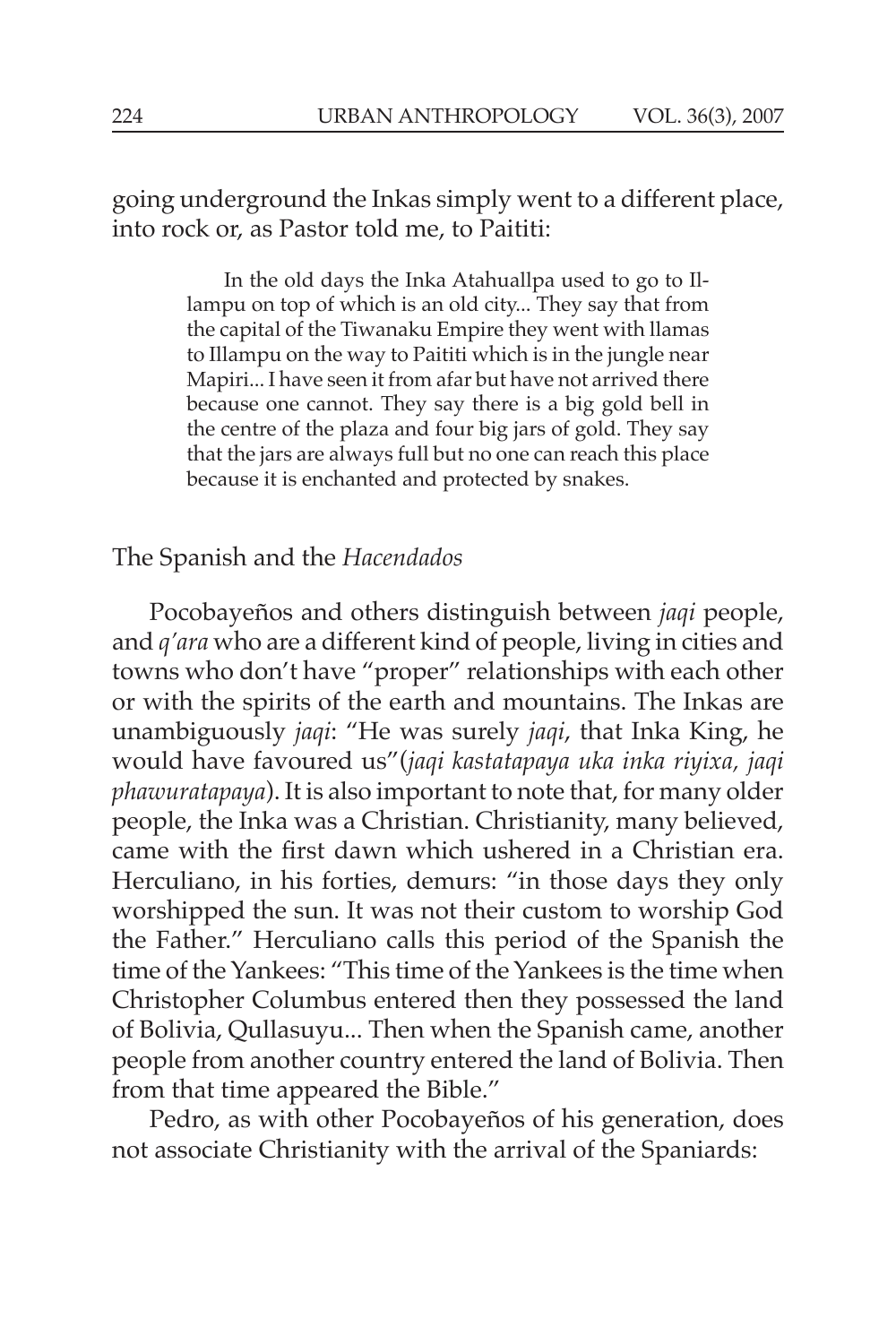going underground the Inkas simply went to a different place, into rock or, as Pastor told me, to Paititi:

> In the old days the Inka Atahuallpa used to go to Illampu on top of which is an old city... They say that from the capital of the Tiwanaku Empire they went with llamas to Illampu on the way to Paititi which is in the jungle near Mapiri... I have seen it from afar but have not arrived there because one cannot. They say there is a big gold bell in the centre of the plaza and four big jars of gold. They say that the jars are always full but no one can reach this place because it is enchanted and protected by snakes.

## The Spanish and the *Hacendados*

Pocobayeños and others distinguish between *jaqi* people, and *q'ara* who are a different kind of people, living in cities and towns who don't have "proper" relationships with each other or with the spirits of the earth and mountains. The Inkas are unambiguously *jaqi*: "He was surely *jaqi*, that Inka King, he would have favoured us"(*jaqi kastatapaya uka inka riyixa, jaqi phawuratapaya*). It is also important to note that, for many older people, the Inka was a Christian. Christianity, many believed, came with the first dawn which ushered in a Christian era. Herculiano, in his forties, demurs: "in those days they only worshipped the sun. It was not their custom to worship God the Father." Herculiano calls this period of the Spanish the time of the Yankees: "This time of the Yankees is the time when Christopher Columbus entered then they possessed the land of Bolivia, Qullasuyu... Then when the Spanish came, another people from another country entered the land of Bolivia. Then from that time appeared the Bible."

Pedro, as with other Pocobayeños of his generation, does not associate Christianity with the arrival of the Spaniards: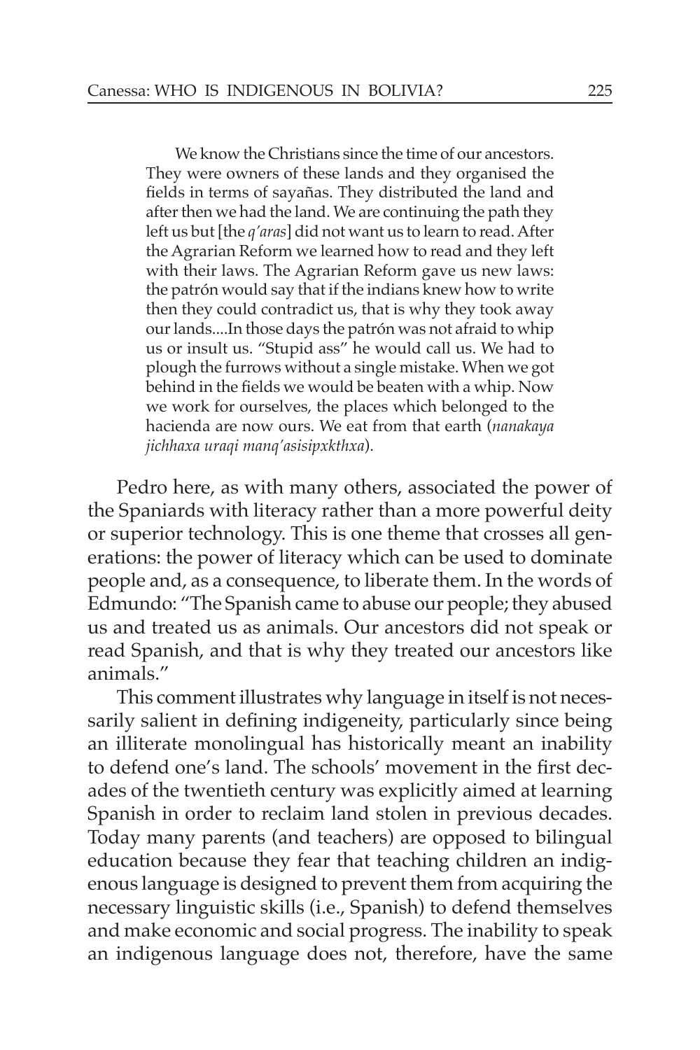> We know the Christians since the time of our ancestors. They were owners of these lands and they organised the fields in terms of sayañas. They distributed the land and after then we had the land. We are continuing the path they left us but [the *q'aras*] did not want us to learn to read. After the Agrarian Reform we learned how to read and they left with their laws. The Agrarian Reform gave us new laws: the patrón would say that if the indians knew how to write then they could contradict us, that is why they took away our lands....In those days the patrón was not afraid to whip us or insult us. "Stupid ass" he would call us. We had to plough the furrows without a single mistake. When we got behind in the fields we would be beaten with a whip. Now we work for ourselves, the places which belonged to the hacienda are now ours. We eat from that earth (*nanakaya jichhaxa uraqi manq'asisipxkthxa*).

Pedro here, as with many others, associated the power of the Spaniards with literacy rather than a more powerful deity or superior technology. This is one theme that crosses all generations: the power of literacy which can be used to dominate people and, as a consequence, to liberate them. In the words of Edmundo: "The Spanish came to abuse our people; they abused us and treated us as animals. Our ancestors did not speak or read Spanish, and that is why they treated our ancestors like animals."

This comment illustrates why language in itself is not necessarily salient in defining indigeneity, particularly since being an illiterate monolingual has historically meant an inability to defend one's land. The schools' movement in the first decades of the twentieth century was explicitly aimed at learning Spanish in order to reclaim land stolen in previous decades. Today many parents (and teachers) are opposed to bilingual education because they fear that teaching children an indigenous language is designed to prevent them from acquiring the necessary linguistic skills (i.e., Spanish) to defend themselves and make economic and social progress. The inability to speak an indigenous language does not, therefore, have the same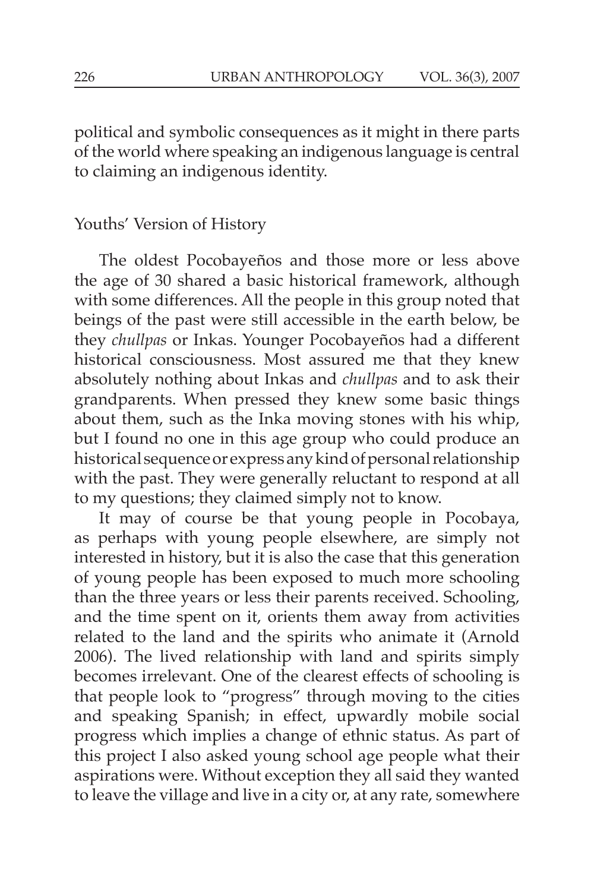political and symbolic consequences as it might in there parts of the world where speaking an indigenous language is central to claiming an indigenous identity.

## Youths' Version of History

The oldest Pocobayeños and those more or less above the age of 30 shared a basic historical framework, although with some differences. All the people in this group noted that beings of the past were still accessible in the earth below, be they *chullpas* or Inkas. Younger Pocobayeños had a different historical consciousness. Most assured me that they knew absolutely nothing about Inkas and *chullpas* and to ask their grandparents. When pressed they knew some basic things about them, such as the Inka moving stones with his whip, but I found no one in this age group who could produce an historical sequence or express any kind of personal relationship with the past. They were generally reluctant to respond at all to my questions; they claimed simply not to know.

It may of course be that young people in Pocobaya, as perhaps with young people elsewhere, are simply not interested in history, but it is also the case that this generation of young people has been exposed to much more schooling than the three years or less their parents received. Schooling, and the time spent on it, orients them away from activities related to the land and the spirits who animate it (Arnold 2006). The lived relationship with land and spirits simply becomes irrelevant. One of the clearest effects of schooling is that people look to "progress" through moving to the cities and speaking Spanish; in effect, upwardly mobile social progress which implies a change of ethnic status. As part of this project I also asked young school age people what their aspirations were. Without exception they all said they wanted to leave the village and live in a city or, at any rate, somewhere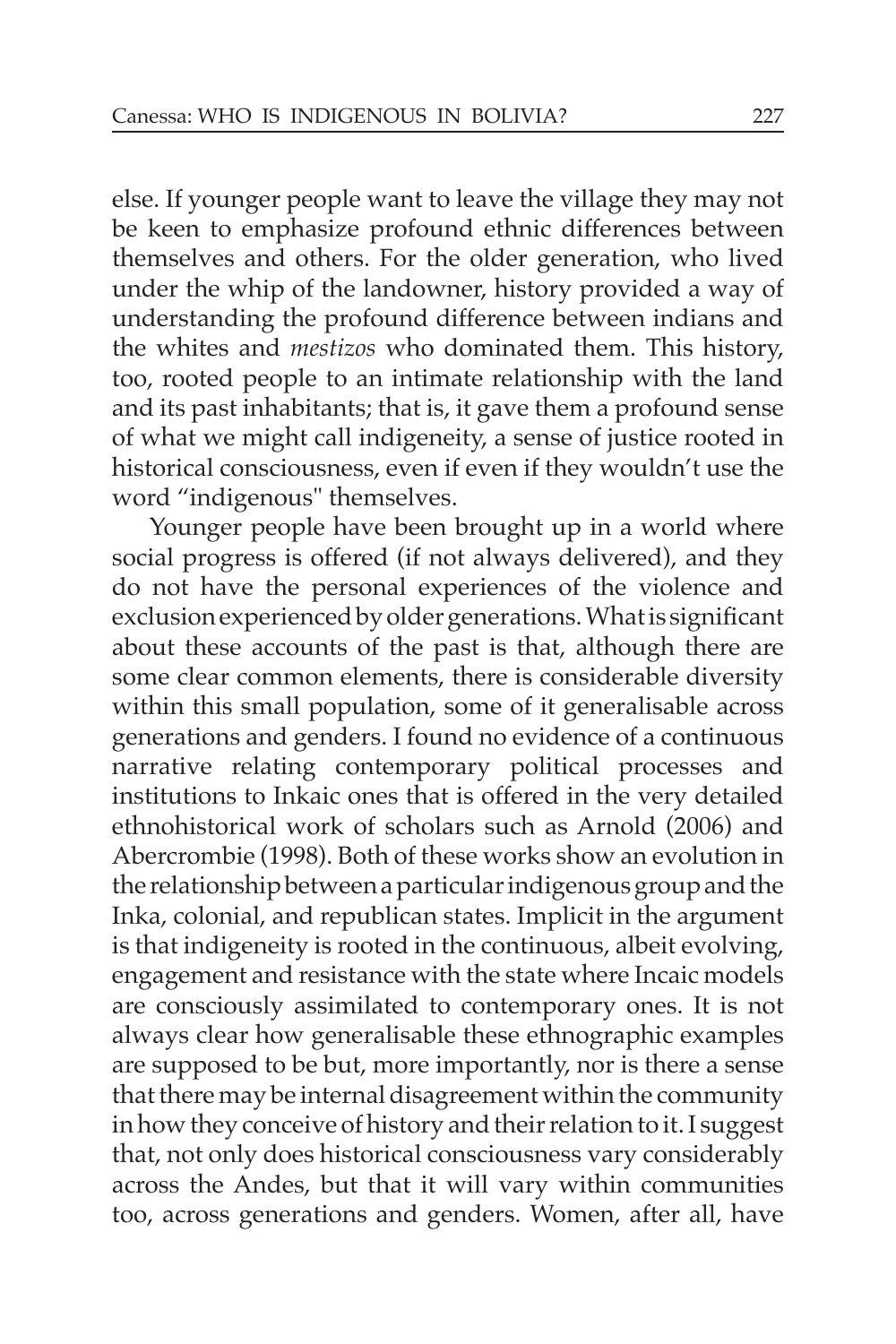else. If younger people want to leave the village they may not be keen to emphasize profound ethnic differences between themselves and others. For the older generation, who lived under the whip of the landowner, history provided a way of understanding the profound difference between indians and the whites and *mestizos* who dominated them. This history, too, rooted people to an intimate relationship with the land and its past inhabitants; that is, it gave them a profound sense of what we might call indigeneity, a sense of justice rooted in historical consciousness, even if even if they wouldn't use the word "indigenous" themselves.

Younger people have been brought up in a world where social progress is offered (if not always delivered), and they do not have the personal experiences of the violence and exclusion experienced by older generations. What is significant about these accounts of the past is that, although there are some clear common elements, there is considerable diversity within this small population, some of it generalisable across generations and genders. I found no evidence of a continuous narrative relating contemporary political processes and institutions to Inkaic ones that is offered in the very detailed ethnohistorical work of scholars such as Arnold (2006) and Abercrombie (1998). Both of these works show an evolution in the relationship between a particular indigenous group and the Inka, colonial, and republican states. Implicit in the argument is that indigeneity is rooted in the continuous, albeit evolving, engagement and resistance with the state where Incaic models are consciously assimilated to contemporary ones. It is not always clear how generalisable these ethnographic examples are supposed to be but, more importantly, nor is there a sense that there may be internal disagreement within the community in how they conceive of history and their relation to it. I suggest that, not only does historical consciousness vary considerably across the Andes, but that it will vary within communities too, across generations and genders. Women, after all, have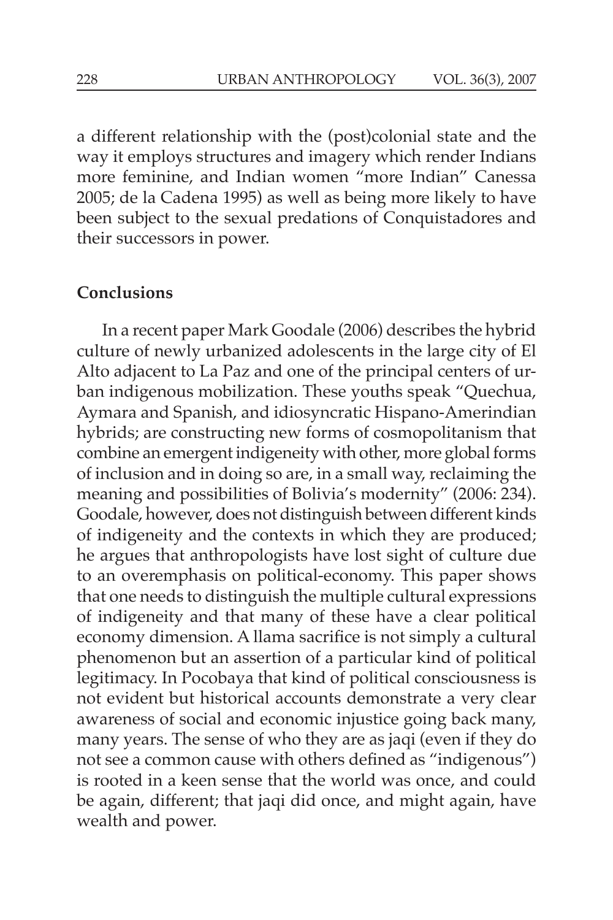a different relationship with the (post)colonial state and the way it employs structures and imagery which render Indians more feminine, and Indian women "more Indian" Canessa 2005; de la Cadena 1995) as well as being more likely to have been subject to the sexual predations of Conquistadores and their successors in power.

## Conclusions

In a recent paper Mark Goodale (2006) describes the hybrid culture of newly urbanized adolescents in the large city of El Alto adjacent to La Paz and one of the principal centers of urban indigenous mobilization. These youths speak "Quechua, Aymara and Spanish, and idiosyncratic Hispano-Amerindian hybrids; are constructing new forms of cosmopolitanism that combine an emergent indigeneity with other, more global forms of inclusion and in doing so are, in a small way, reclaiming the meaning and possibilities of Bolivia's modernity" (2006: 234). Goodale, however, does not distinguish between different kinds of indigeneity and the contexts in which they are produced; he argues that anthropologists have lost sight of culture due to an overemphasis on political-economy. This paper shows that one needs to distinguish the multiple cultural expressions of indigeneity and that many of these have a clear political economy dimension. A llama sacrifice is not simply a cultural phenomenon but an assertion of a particular kind of political legitimacy. In Pocobaya that kind of political consciousness is not evident but historical accounts demonstrate a very clear awareness of social and economic injustice going back many, many years. The sense of who they are as jaqi (even if they do not see a common cause with others defined as "indigenous") is rooted in a keen sense that the world was once, and could be again, different; that jaqi did once, and might again, have wealth and power.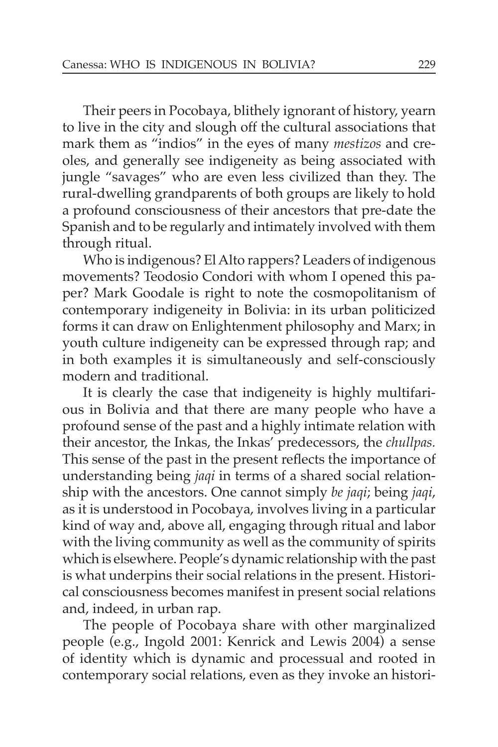Their peers in Pocobaya, blithely ignorant of history, yearn to live in the city and slough off the cultural associations that mark them as "indios" in the eyes of many *mestizos* and creoles, and generally see indigeneity as being associated with jungle "savages" who are even less civilized than they. The rural-dwelling grandparents of both groups are likely to hold a profound consciousness of their ancestors that pre-date the Spanish and to be regularly and intimately involved with them through ritual.

Who is indigenous? El Alto rappers? Leaders of indigenous movements? Teodosio Condori with whom I opened this paper? Mark Goodale is right to note the cosmopolitanism of contemporary indigeneity in Bolivia: in its urban politicized forms it can draw on Enlightenment philosophy and Marx; in youth culture indigeneity can be expressed through rap; and in both examples it is simultaneously and self-consciously modern and traditional.

It is clearly the case that indigeneity is highly multifarious in Bolivia and that there are many people who have a profound sense of the past and a highly intimate relation with their ancestor, the Inkas, the Inkas' predecessors, the *chullpas.* This sense of the past in the present reflects the importance of understanding being *jaqi* in terms of a shared social relationship with the ancestors. One cannot simply *be jaqi*; being *jaqi*, as it is understood in Pocobaya, involves living in a particular kind of way and, above all, engaging through ritual and labor with the living community as well as the community of spirits which is elsewhere. People's dynamic relationship with the past is what underpins their social relations in the present. Historical consciousness becomes manifest in present social relations and, indeed, in urban rap.

The people of Pocobaya share with other marginalized people (e.g., Ingold 2001: Kenrick and Lewis 2004) a sense of identity which is dynamic and processual and rooted in contemporary social relations, even as they invoke an histori-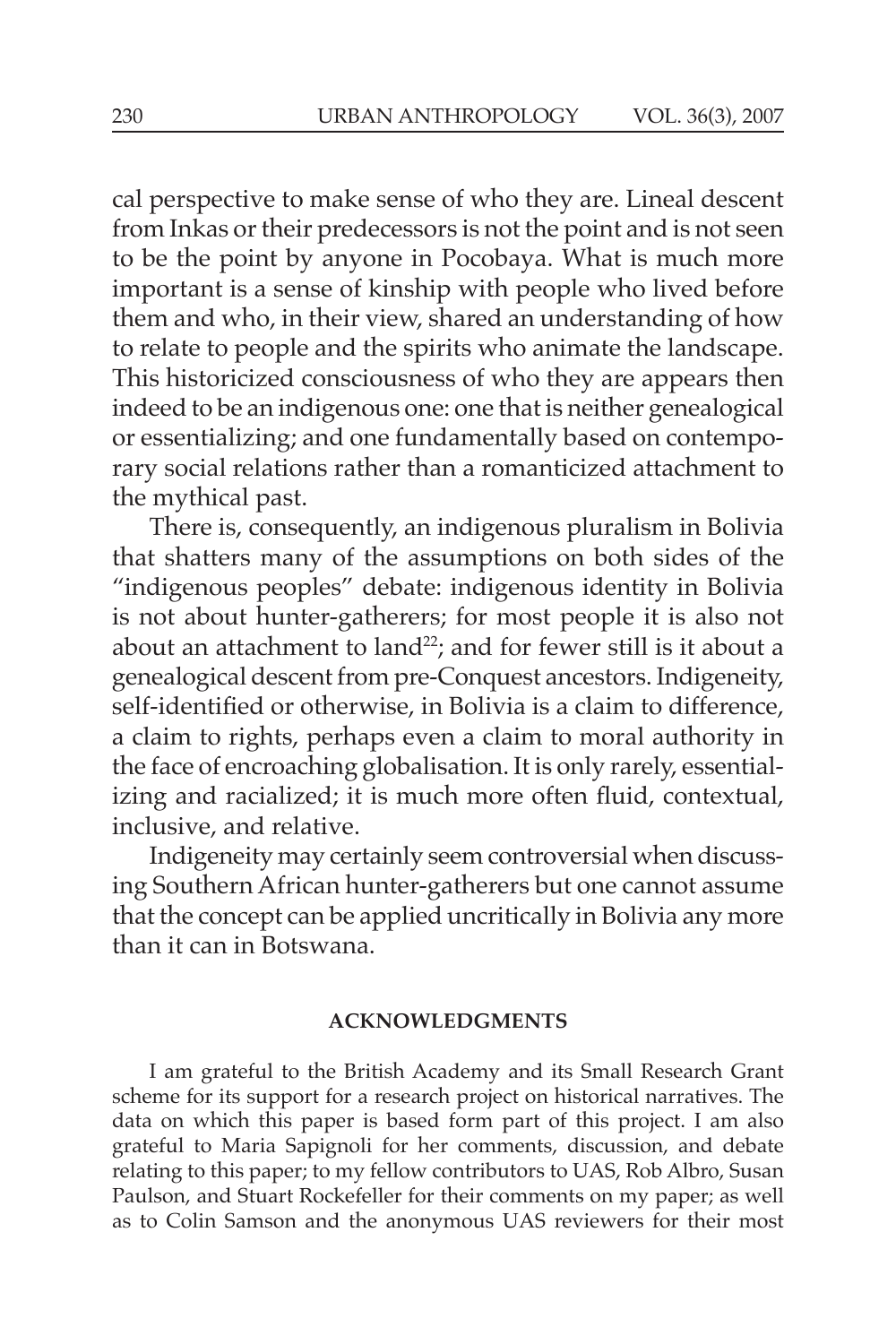cal perspective to make sense of who they are. Lineal descent from Inkas or their predecessors is not the point and is not seen to be the point by anyone in Pocobaya. What is much more important is a sense of kinship with people who lived before them and who, in their view, shared an understanding of how to relate to people and the spirits who animate the landscape. This historicized consciousness of who they are appears then indeed to be an indigenous one: one that is neither genealogical or essentializing; and one fundamentally based on contemporary social relations rather than a romanticized attachment to the mythical past.

There is, consequently, an indigenous pluralism in Bolivia that shatters many of the assumptions on both sides of the "indigenous peoples" debate: indigenous identity in Bolivia is not about hunter-gatherers; for most people it is also not about an attachment to land[22]; and for fewer still is it about a genealogical descent from pre-Conquest ancestors. Indigeneity, self-identified or otherwise, in Bolivia is a claim to difference, a claim to rights, perhaps even a claim to moral authority in the face of encroaching globalisation. It is only rarely, essentializing and racialized; it is much more often fluid, contextual, inclusive, and relative.

Indigeneity may certainly seem controversial when discussing Southern African hunter-gatherers but one cannot assume that the concept can be applied uncritically in Bolivia any more than it can in Botswana.

## ACKNOWLEDGMENTS

I am grateful to the British Academy and its Small Research Grant scheme for its support for a research project on historical narratives. The data on which this paper is based form part of this project. I am also grateful to Maria Sapignoli for her comments, discussion, and debate relating to this paper; to my fellow contributors to UAS, Rob Albro, Susan Paulson, and Stuart Rockefeller for their comments on my paper; as well as to Colin Samson and the anonymous UAS reviewers for their most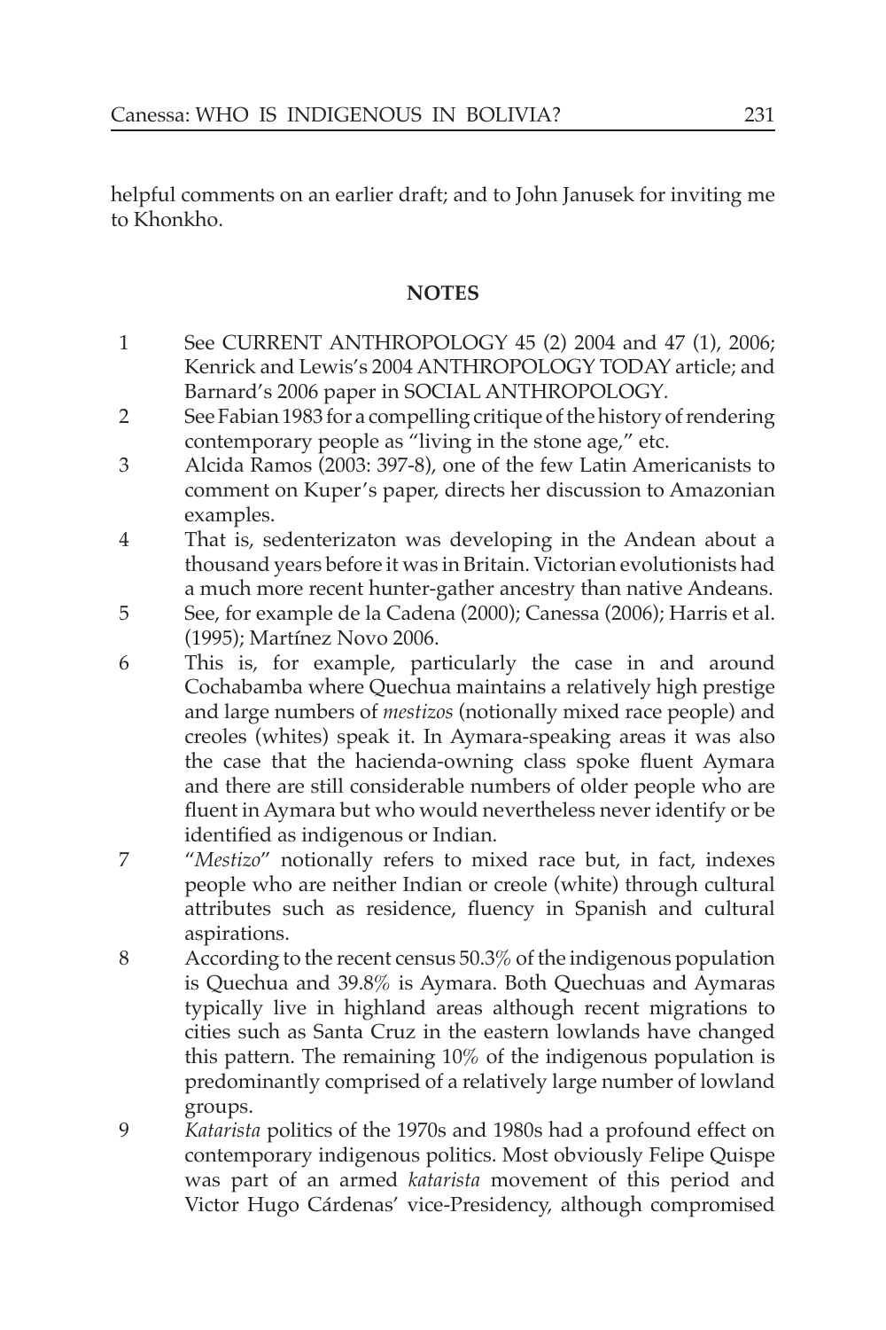helpful comments on an earlier draft; and to John Janusek for inviting me to Khonkho.

## NOTES

1. See CURRENT ANTHROPOLOGY 45 (2) 2004 and 47 (1), 2006; Kenrick and Lewis's 2004 ANTHROPOLOGY TODAY article; and Barnard's 2006 paper in SOCIAL ANTHROPOLOGY.
2. See Fabian 1983 for a compelling critique of the history of rendering contemporary people as "living in the stone age," etc.
3. Alcida Ramos (2003: 397-8), one of the few Latin Americanists to comment on Kuper's paper, directs her discussion to Amazonian examples.
4. That is, sedenterizaton was developing in the Andean about a thousand years before it was in Britain. Victorian evolutionists had a much more recent hunter-gather ancestry than native Andeans.
5. See, for example de la Cadena (2000); Canessa (2006); Harris et al. (1995); Martínez Novo 2006.
6. This is, for example, particularly the case in and around Cochabamba where Quechua maintains a relatively high prestige and large numbers of *mestizos* (notionally mixed race people) and creoles (whites) speak it. In Aymara-speaking areas it was also the case that the hacienda-owning class spoke fluent Aymara and there are still considerable numbers of older people who are fluent in Aymara but who would nevertheless never identify or be identified as indigenous or Indian.
7. "*Mestizo*" notionally refers to mixed race but, in fact, indexes people who are neither Indian or creole (white) through cultural attributes such as residence, fluency in Spanish and cultural aspirations.
8. According to the recent census 50.3% of the indigenous population is Quechua and 39.8% is Aymara. Both Quechuas and Aymaras typically live in highland areas although recent migrations to cities such as Santa Cruz in the eastern lowlands have changed this pattern. The remaining 10% of the indigenous population is predominantly comprised of a relatively large number of lowland groups.
9. *Katarista* politics of the 1970s and 1980s had a profound effect on contemporary indigenous politics. Most obviously Felipe Quispe was part of an armed *katarista* movement of this period and Victor Hugo Cárdenas' vice-Presidency, although compromised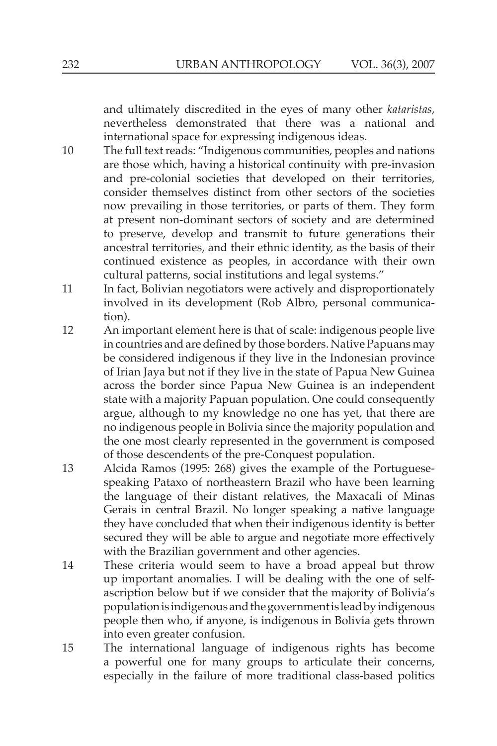and ultimately discredited in the eyes of many other *kataristas*, nevertheless demonstrated that there was a national and international space for expressing indigenous ideas.

10 The full text reads: "Indigenous communities, peoples and nations are those which, having a historical continuity with pre-invasion and pre-colonial societies that developed on their territories, consider themselves distinct from other sectors of the societies now prevailing in those territories, or parts of them. They form at present non-dominant sectors of society and are determined to preserve, develop and transmit to future generations their ancestral territories, and their ethnic identity, as the basis of their continued existence as peoples, in accordance with their own cultural patterns, social institutions and legal systems."

11 In fact, Bolivian negotiators were actively and disproportionately involved in its development (Rob Albro, personal communication).

12 An important element here is that of scale: indigenous people live in countries and are defined by those borders. Native Papuans may be considered indigenous if they live in the Indonesian province of Irian Jaya but not if they live in the state of Papua New Guinea across the border since Papua New Guinea is an independent state with a majority Papuan population. One could consequently argue, although to my knowledge no one has yet, that there are no indigenous people in Bolivia since the majority population and the one most clearly represented in the government is composed of those descendents of the pre-Conquest population.

13 Alcida Ramos (1995: 268) gives the example of the Portuguese-speaking Pataxo of northeastern Brazil who have been learning the language of their distant relatives, the Maxacali of Minas Gerais in central Brazil. No longer speaking a native language they have concluded that when their indigenous identity is better secured they will be able to argue and negotiate more effectively with the Brazilian government and other agencies.

14 These criteria would seem to have a broad appeal but throw up important anomalies. I will be dealing with the one of self-ascription below but if we consider that the majority of Bolivia's population is indigenous and the government is lead by indigenous people then who, if anyone, is indigenous in Bolivia gets thrown into even greater confusion.

15 The international language of indigenous rights has become a powerful one for many groups to articulate their concerns, especially in the failure of more traditional class-based politics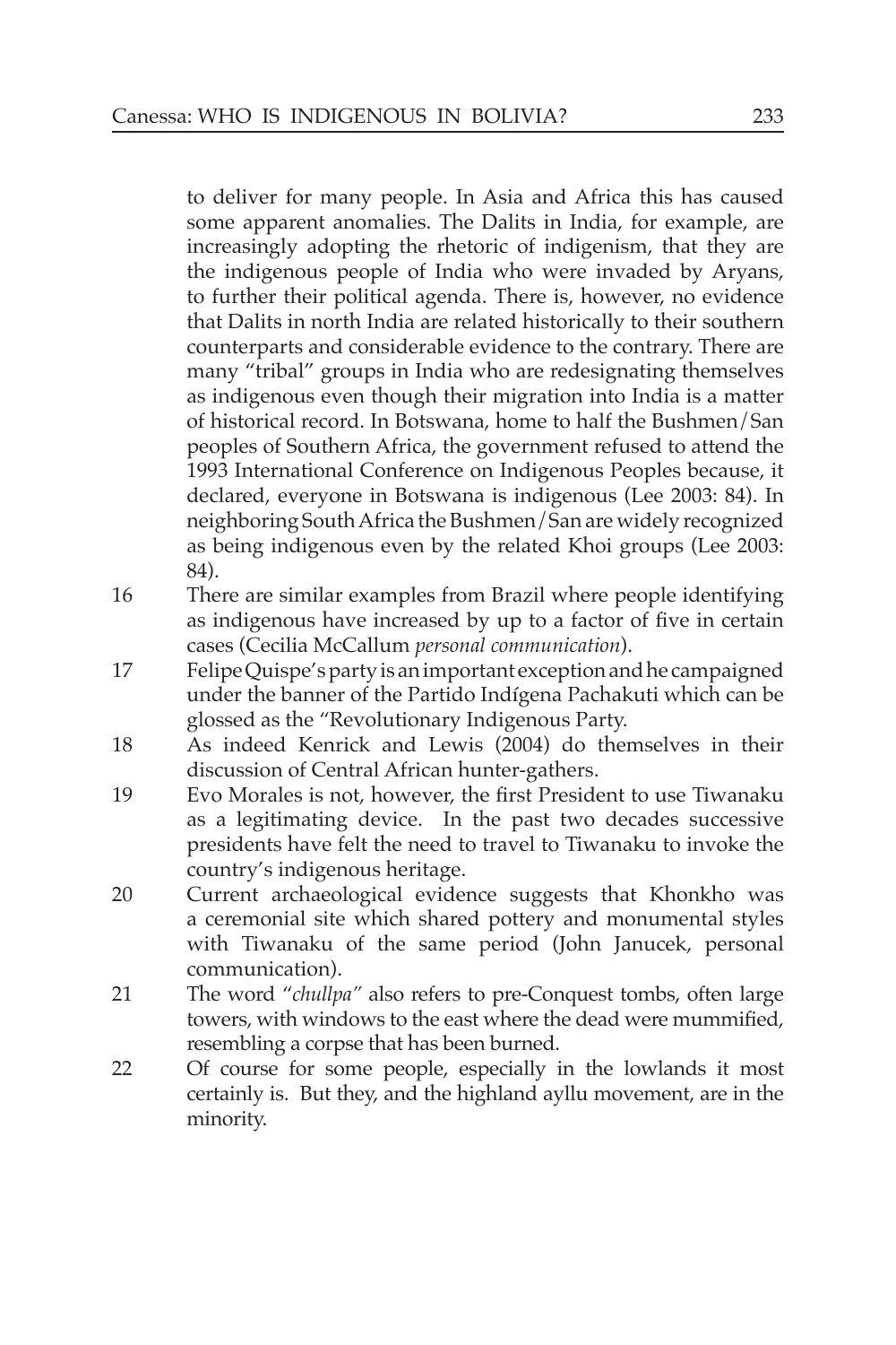to deliver for many people. In Asia and Africa this has caused some apparent anomalies. The Dalits in India, for example, are increasingly adopting the rhetoric of indigenism, that they are the indigenous people of India who were invaded by Aryans, to further their political agenda. There is, however, no evidence that Dalits in north India are related historically to their southern counterparts and considerable evidence to the contrary. There are many "tribal" groups in India who are redesignating themselves as indigenous even though their migration into India is a matter of historical record. In Botswana, home to half the Bushmen/San peoples of Southern Africa, the government refused to attend the 1993 International Conference on Indigenous Peoples because, it declared, everyone in Botswana is indigenous (Lee 2003: 84). In neighboring South Africa the Bushmen/San are widely recognized as being indigenous even by the related Khoi groups (Lee 2003: 84).

16 There are similar examples from Brazil where people identifying as indigenous have increased by up to a factor of five in certain cases (Cecilia McCallum *personal communication*).

17 Felipe Quispe's party is an important exception and he campaigned under the banner of the Partido Indígena Pachakuti which can be glossed as the "Revolutionary Indigenous Party.

18 As indeed Kenrick and Lewis (2004) do themselves in their discussion of Central African hunter-gathers.

19 Evo Morales is not, however, the first President to use Tiwanaku as a legitimating device. In the past two decades successive presidents have felt the need to travel to Tiwanaku to invoke the country's indigenous heritage.

20 Current archaeological evidence suggests that Khonkho was a ceremonial site which shared pottery and monumental styles with Tiwanaku of the same period (John Janucek, personal communication).

21 The word "*chullpa*" also refers to pre-Conquest tombs, often large towers, with windows to the east where the dead were mummified, resembling a corpse that has been burned.

22 Of course for some people, especially in the lowlands it most certainly is. But they, and the highland ayllu movement, are in the minority.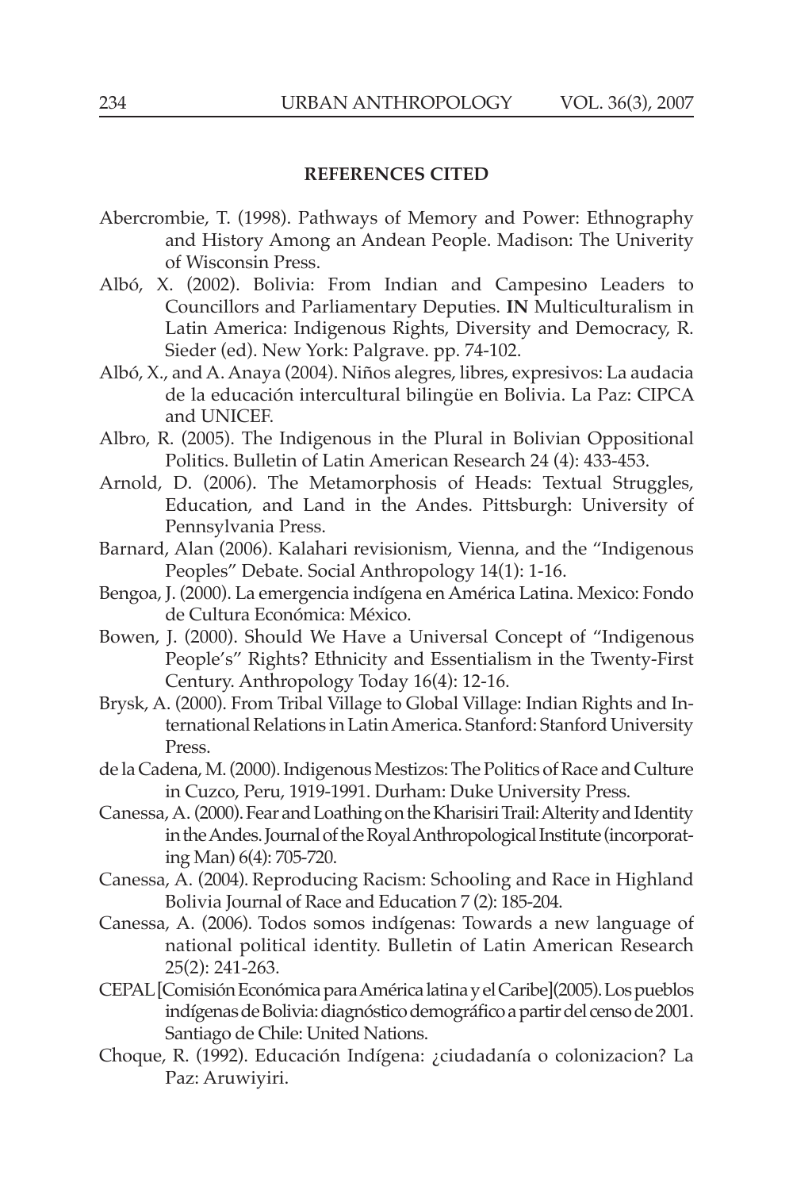## REFERENCES CITED

Abercrombie, T. (1998). Pathways of Memory and Power: Ethnography and History Among an Andean People. Madison: The Univerity of Wisconsin Press.

Albó, X. (2002). Bolivia: From Indian and Campesino Leaders to Councillors and Parliamentary Deputies. **IN** Multiculturalism in Latin America: Indigenous Rights, Diversity and Democracy, R. Sieder (ed). New York: Palgrave. pp. 74-102.

Albó, X., and A. Anaya (2004). Niños alegres, libres, expresivos: La audacia de la educación intercultural bilingüe en Bolivia. La Paz: CIPCA and UNICEF.

Albro, R. (2005). The Indigenous in the Plural in Bolivian Oppositional Politics. Bulletin of Latin American Research 24 (4): 433-453.

Arnold, D. (2006). The Metamorphosis of Heads: Textual Struggles, Education, and Land in the Andes. Pittsburgh: University of Pennsylvania Press.

Barnard, Alan (2006). Kalahari revisionism, Vienna, and the "Indigenous Peoples" Debate. Social Anthropology 14(1): 1-16.

Bengoa, J. (2000). La emergencia indígena en América Latina. Mexico: Fondo de Cultura Económica: México.

Bowen, J. (2000). Should We Have a Universal Concept of "Indigenous People's" Rights? Ethnicity and Essentialism in the Twenty-First Century. Anthropology Today 16(4): 12-16.

Brysk, A. (2000). From Tribal Village to Global Village: Indian Rights and International Relations in Latin America. Stanford: Stanford University Press.

de la Cadena, M. (2000). Indigenous Mestizos: The Politics of Race and Culture in Cuzco, Peru, 1919-1991. Durham: Duke University Press.

Canessa, A. (2000). Fear and Loathing on the Kharisiri Trail: Alterity and Identity in the Andes. Journal of the Royal Anthropological Institute (incorporating Man) 6(4): 705-720.

Canessa, A. (2004). Reproducing Racism: Schooling and Race in Highland Bolivia Journal of Race and Education 7 (2): 185-204.

Canessa, A. (2006). Todos somos indígenas: Towards a new language of national political identity. Bulletin of Latin American Research 25(2): 241-263.

CEPAL [Comisión Económica para América latina y el Caribe](2005). Los pueblos indígenas de Bolivia: diagnóstico demográfico a partir del censo de 2001. Santiago de Chile: United Nations.

Choque, R. (1992). Educación Indígena: ¿ciudadanía o colonizacion? La Paz: Aruwiyiri.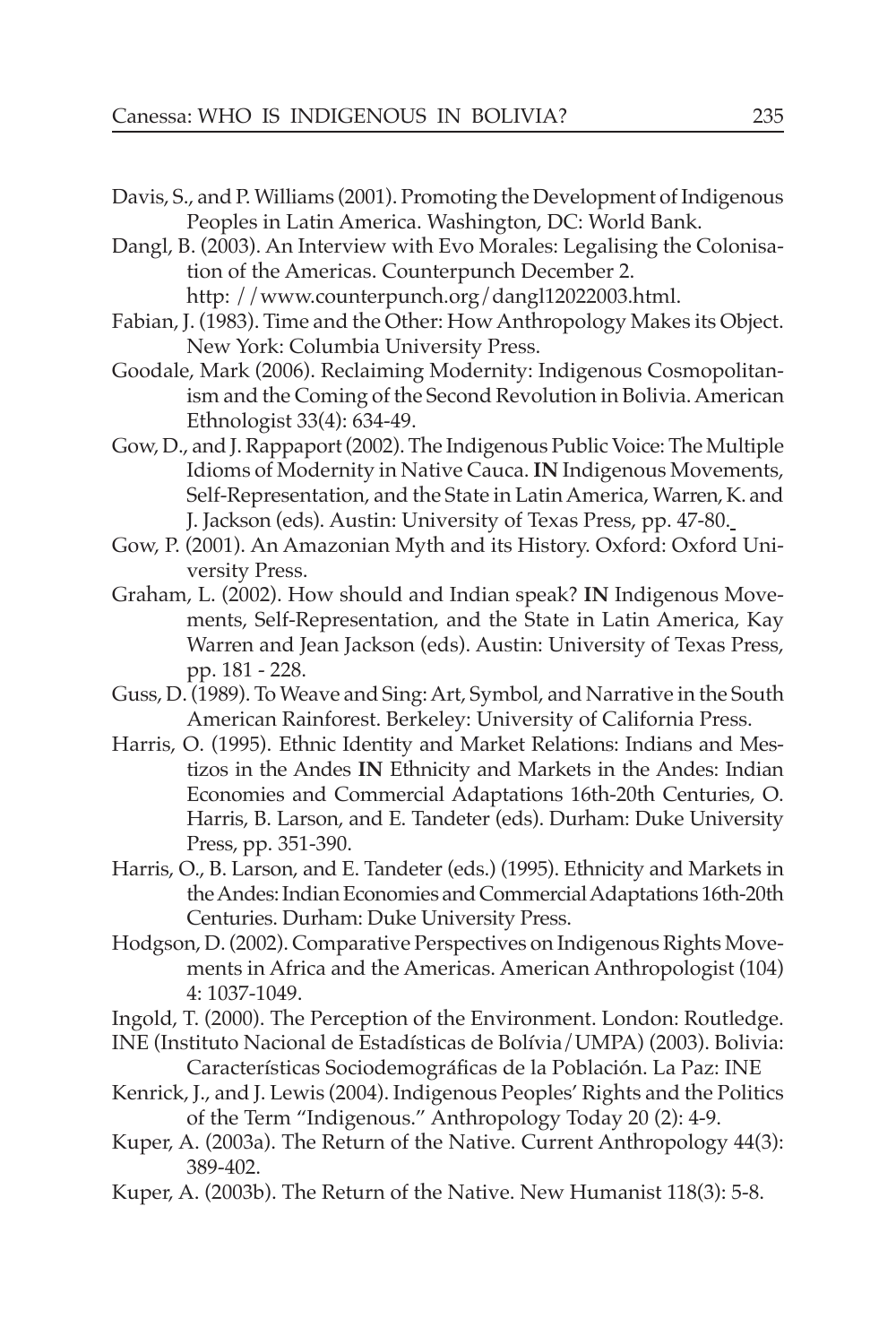Davis, S., and P. Williams (2001). Promoting the Development of Indigenous Peoples in Latin America. Washington, DC: World Bank.

Dangl, B. (2003). An Interview with Evo Morales: Legalising the Colonisation of the Americas. Counterpunch December 2. http: //www.counterpunch.org/dangl12022003.html.

Fabian, J. (1983). Time and the Other: How Anthropology Makes its Object. New York: Columbia University Press.

Goodale, Mark (2006). Reclaiming Modernity: Indigenous Cosmopolitanism and the Coming of the Second Revolution in Bolivia. American Ethnologist 33(4): 634-49.

Gow, D., and J. Rappaport (2002). The Indigenous Public Voice: The Multiple Idioms of Modernity in Native Cauca. **IN** Indigenous Movements, Self-Representation, and the State in Latin America, Warren, K. and J. Jackson (eds). Austin: University of Texas Press, pp. 47-80.

Gow, P. (2001). An Amazonian Myth and its History. Oxford: Oxford University Press.

Graham, L. (2002). How should and Indian speak? **IN** Indigenous Movements, Self-Representation, and the State in Latin America, Kay Warren and Jean Jackson (eds). Austin: University of Texas Press, pp. 181 - 228.

Guss, D. (1989). To Weave and Sing: Art, Symbol, and Narrative in the South American Rainforest. Berkeley: University of California Press.

Harris, O. (1995). Ethnic Identity and Market Relations: Indians and Mestizos in the Andes **IN** Ethnicity and Markets in the Andes: Indian Economies and Commercial Adaptations 16th-20th Centuries, O. Harris, B. Larson, and E. Tandeter (eds). Durham: Duke University Press, pp. 351-390.

Harris, O., B. Larson, and E. Tandeter (eds.) (1995). Ethnicity and Markets in the Andes: Indian Economies and Commercial Adaptations 16th-20th Centuries. Durham: Duke University Press.

Hodgson, D. (2002). Comparative Perspectives on Indigenous Rights Movements in Africa and the Americas. American Anthropologist (104) 4: 1037-1049.

Ingold, T. (2000). The Perception of the Environment. London: Routledge.

INE (Instituto Nacional de Estadísticas de Bolívia/UMPA) (2003). Bolivia: Características Sociodemográficas de la Población. La Paz: INE

Kenrick, J., and J. Lewis (2004). Indigenous Peoples' Rights and the Politics of the Term "Indigenous." Anthropology Today 20 (2): 4-9.

Kuper, A. (2003a). The Return of the Native. Current Anthropology 44(3): 389-402.

Kuper, A. (2003b). The Return of the Native. New Humanist 118(3): 5-8.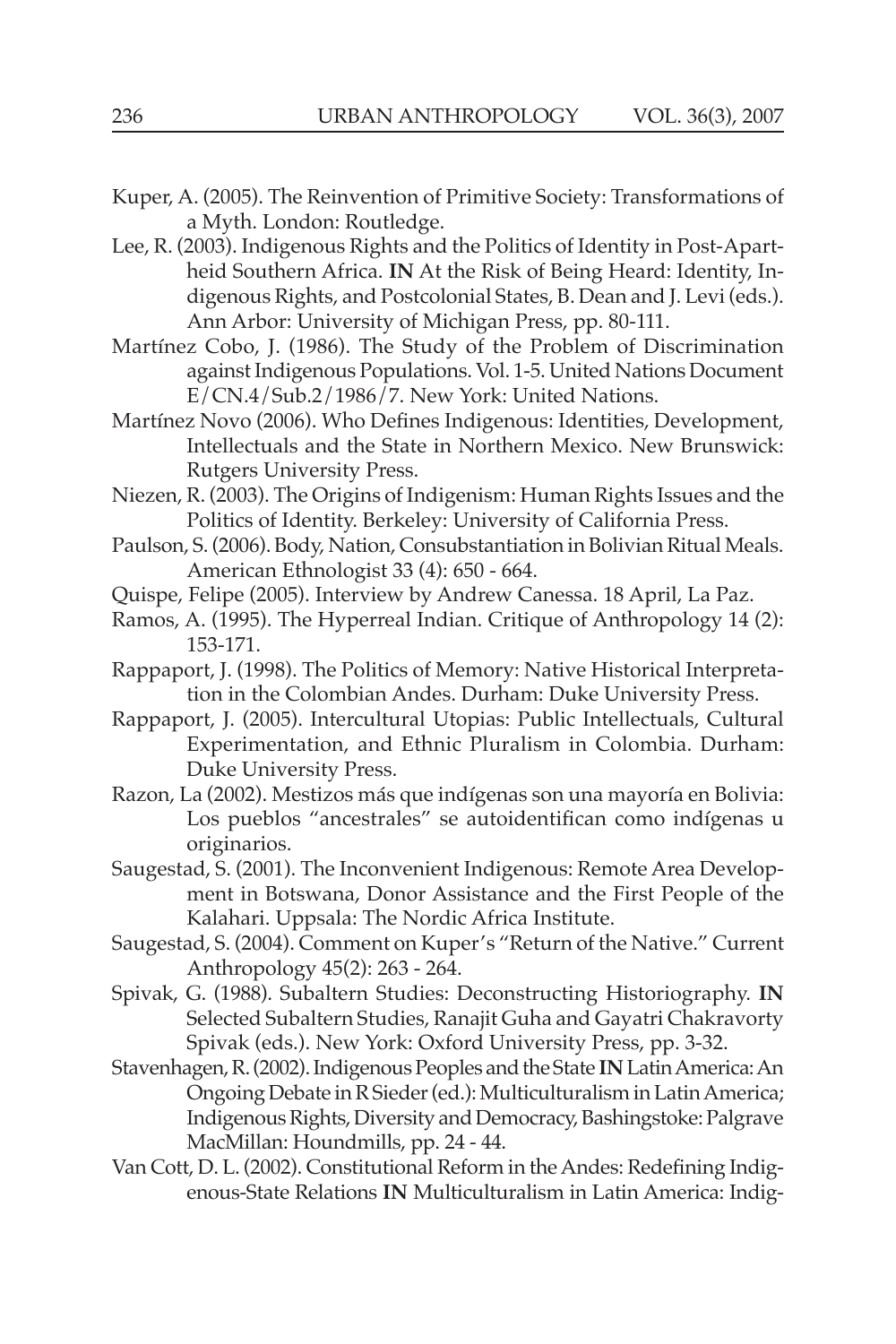Kuper, A. (2005). The Reinvention of Primitive Society: Transformations of a Myth. London: Routledge.

Lee, R. (2003). Indigenous Rights and the Politics of Identity in Post-Apartheid Southern Africa. **IN** At the Risk of Being Heard: Identity, Indigenous Rights, and Postcolonial States, B. Dean and J. Levi (eds.). Ann Arbor: University of Michigan Press, pp. 80-111.

Martínez Cobo, J. (1986). The Study of the Problem of Discrimination against Indigenous Populations. Vol. 1-5. United Nations Document E/CN.4/Sub.2/1986/7. New York: United Nations.

Martínez Novo (2006). Who Defines Indigenous: Identities, Development, Intellectuals and the State in Northern Mexico. New Brunswick: Rutgers University Press.

Niezen, R. (2003). The Origins of Indigenism: Human Rights Issues and the Politics of Identity. Berkeley: University of California Press.

Paulson, S. (2006). Body, Nation, Consubstantiation in Bolivian Ritual Meals. American Ethnologist 33 (4): 650 - 664.

Quispe, Felipe (2005). Interview by Andrew Canessa. 18 April, La Paz.

Ramos, A. (1995). The Hyperreal Indian. Critique of Anthropology 14 (2): 153-171.

Rappaport, J. (1998). The Politics of Memory: Native Historical Interpretation in the Colombian Andes. Durham: Duke University Press.

Rappaport, J. (2005). Intercultural Utopias: Public Intellectuals, Cultural Experimentation, and Ethnic Pluralism in Colombia. Durham: Duke University Press.

Razon, La (2002). Mestizos más que indígenas son una mayoría en Bolivia: Los pueblos "ancestrales" se autoidentifican como indígenas u originarios.

Saugestad, S. (2001). The Inconvenient Indigenous: Remote Area Development in Botswana, Donor Assistance and the First People of the Kalahari. Uppsala: The Nordic Africa Institute.

Saugestad, S. (2004). Comment on Kuper's "Return of the Native." Current Anthropology 45(2): 263 - 264.

Spivak, G. (1988). Subaltern Studies: Deconstructing Historiography. **IN** Selected Subaltern Studies, Ranajit Guha and Gayatri Chakravorty Spivak (eds.). New York: Oxford University Press, pp. 3-32.

Stavenhagen, R. (2002). Indigenous Peoples and the State **IN** Latin America: An Ongoing Debate in R Sieder (ed.): Multiculturalism in Latin America; Indigenous Rights, Diversity and Democracy, Bashingstoke: Palgrave MacMillan: Houndmills, pp. 24 - 44.

Van Cott, D. L. (2002). Constitutional Reform in the Andes: Redefining Indigenous-State Relations **IN** Multiculturalism in Latin America: Indig-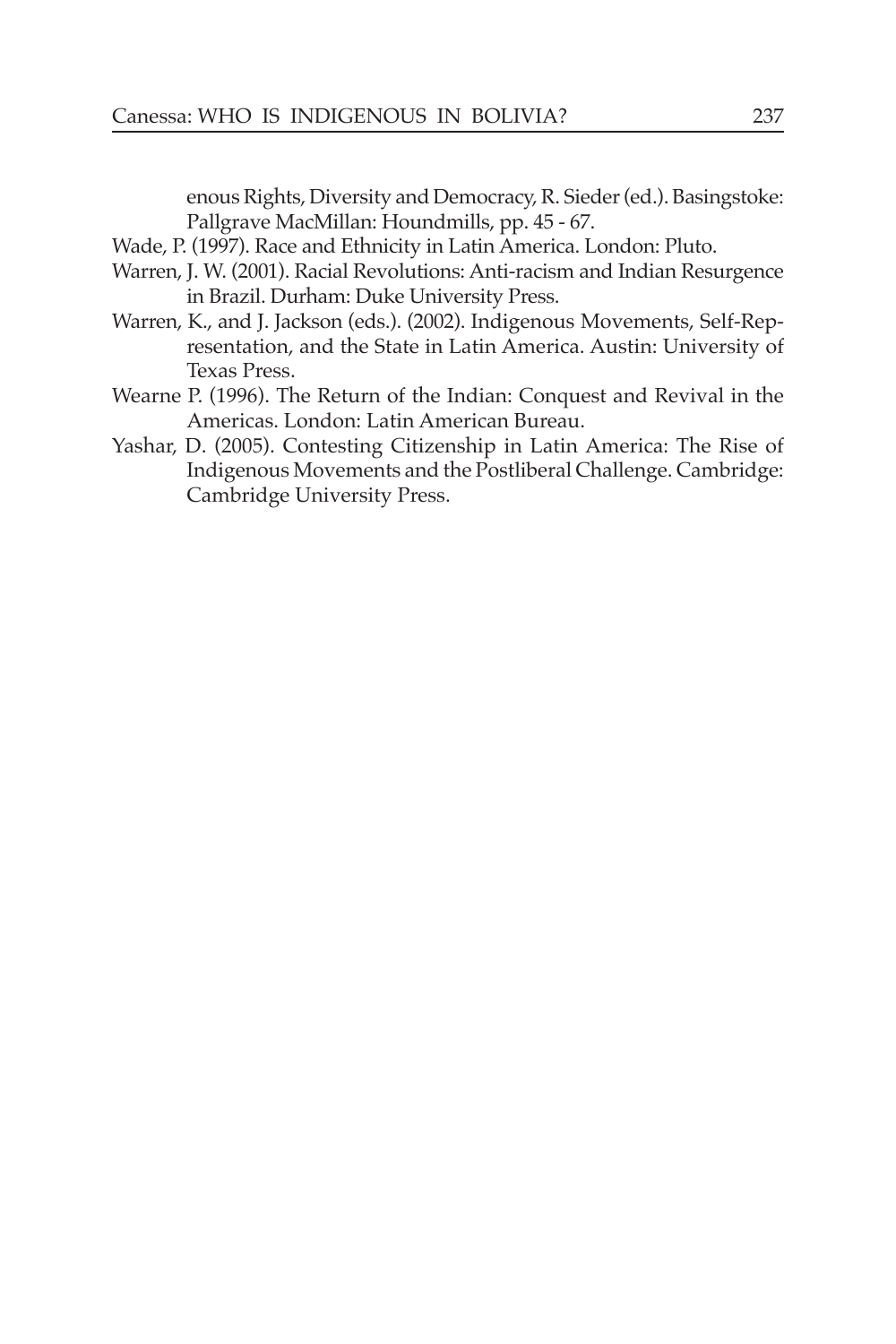enous Rights, Diversity and Democracy, R. Sieder (ed.). Basingstoke: Pallgrave MacMillan: Houndmills, pp. 45 - 67.

Wade, P. (1997). Race and Ethnicity in Latin America. London: Pluto.

Warren, J. W. (2001). Racial Revolutions: Anti-racism and Indian Resurgence in Brazil. Durham: Duke University Press.

Warren, K., and J. Jackson (eds.). (2002). Indigenous Movements, Self-Representation, and the State in Latin America. Austin: University of Texas Press.

Wearne P. (1996). The Return of the Indian: Conquest and Revival in the Americas. London: Latin American Bureau.

Yashar, D. (2005). Contesting Citizenship in Latin America: The Rise of Indigenous Movements and the Postliberal Challenge. Cambridge: Cambridge University Press.